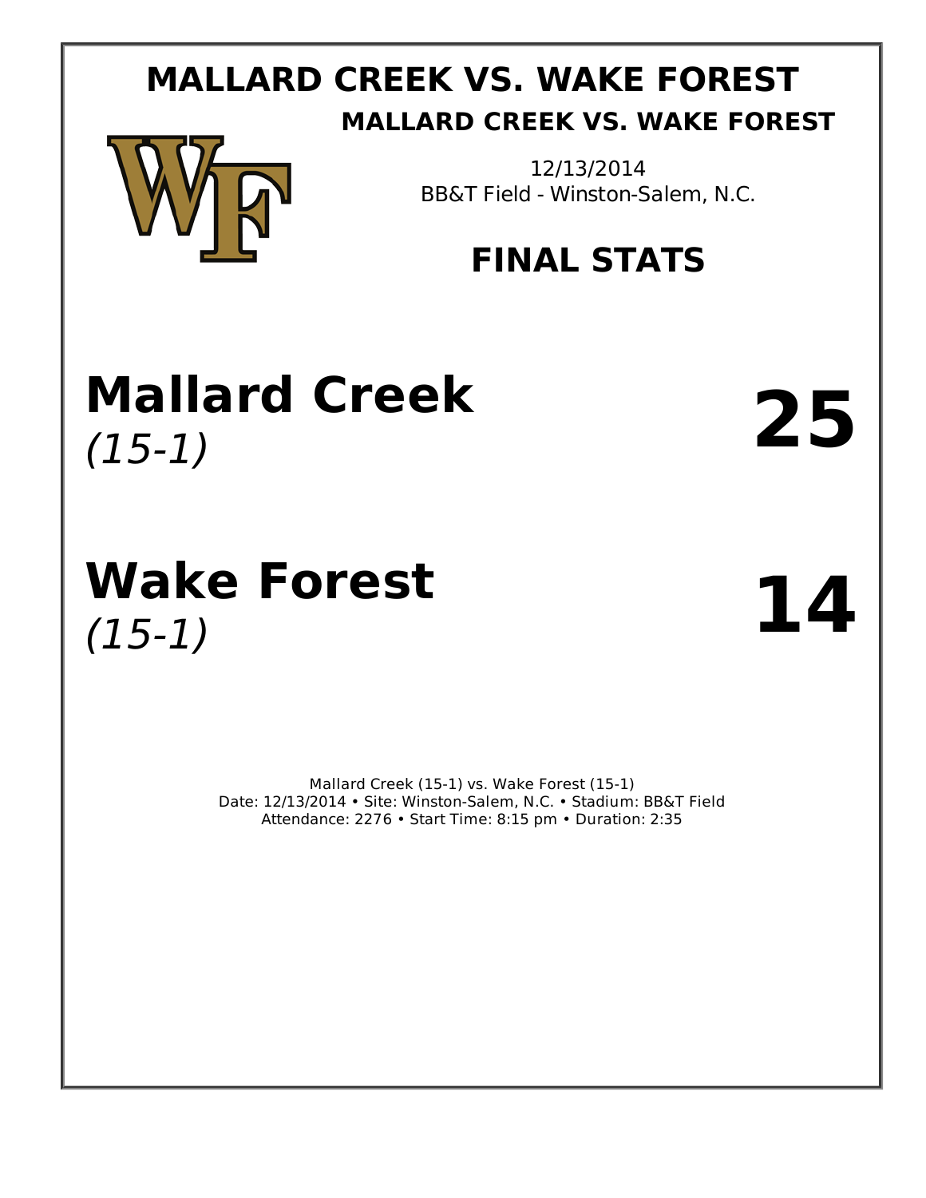# MALLARD CREEK VS. WAKE FOREST

## MALLARD CREEK VS. WAKE FOREST

12/13/2014
BB&T Field - Winston-Salem, N.C.

## FINAL STATS

| Team | Score |
|---|---|
| **Mallard Creek** *(15-1)* | **25** |
| **Wake Forest** *(15-1)* | **14** |

Mallard Creek (15-1) vs. Wake Forest (15-1)
Date: 12/13/2014 • Site: Winston-Salem, N.C. • Stadium: BB&T Field
Attendance: 2276 • Start Time: 8:15 pm • Duration: 2:35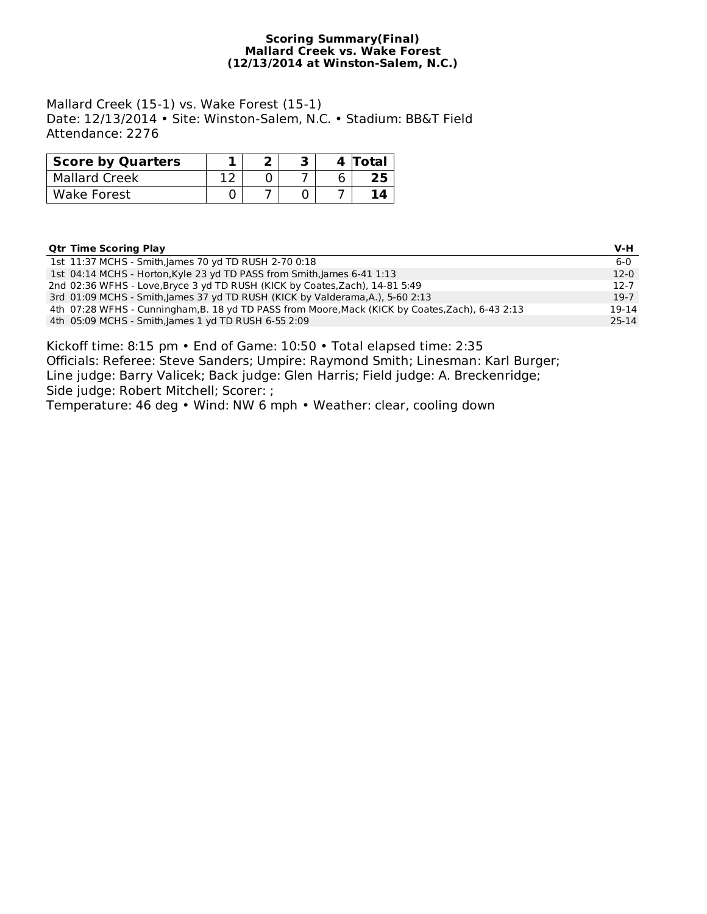**Scoring Summary(Final)**
**Mallard Creek vs. Wake Forest**
**(12/13/2014 at Winston-Salem, N.C.)**

Mallard Creek (15-1) vs. Wake Forest (15-1)
Date: 12/13/2014 • Site: Winston-Salem, N.C. • Stadium: BB&T Field
Attendance: 2276

| Score by Quarters | 1 | 2 | 3 | 4 | Total |
|---|---|---|---|---|---|
| Mallard Creek | 12 | 0 | 7 | 6 | **25** |
| Wake Forest | 0 | 7 | 0 | 7 | **14** |

| Qtr | Time | Scoring Play | V-H |
|---|---|---|---|
| 1st | 11:37 | MCHS - Smith,James 70 yd TD RUSH 2-70 0:18 | 6-0 |
| 1st | 04:14 | MCHS - Horton,Kyle 23 yd TD PASS from Smith,James 6-41 1:13 | 12-0 |
| 2nd | 02:36 | WFHS - Love,Bryce 3 yd TD RUSH (KICK by Coates,Zach), 14-81 5:49 | 12-7 |
| 3rd | 01:09 | MCHS - Smith,James 37 yd TD RUSH (KICK by Valderama,A.), 5-60 2:13 | 19-7 |
| 4th | 07:28 | WFHS - Cunningham,B. 18 yd TD PASS from Moore,Mack (KICK by Coates,Zach), 6-43 2:13 | 19-14 |
| 4th | 05:09 | MCHS - Smith,James 1 yd TD RUSH 6-55 2:09 | 25-14 |

Kickoff time: 8:15 pm • End of Game: 10:50 • Total elapsed time: 2:35
Officials: Referee: Steve Sanders; Umpire: Raymond Smith; Linesman: Karl Burger;
Line judge: Barry Valicek; Back judge: Glen Harris; Field judge: A. Breckenridge;
Side judge: Robert Mitchell; Scorer: ;
Temperature: 46 deg • Wind: NW 6 mph • Weather: clear, cooling down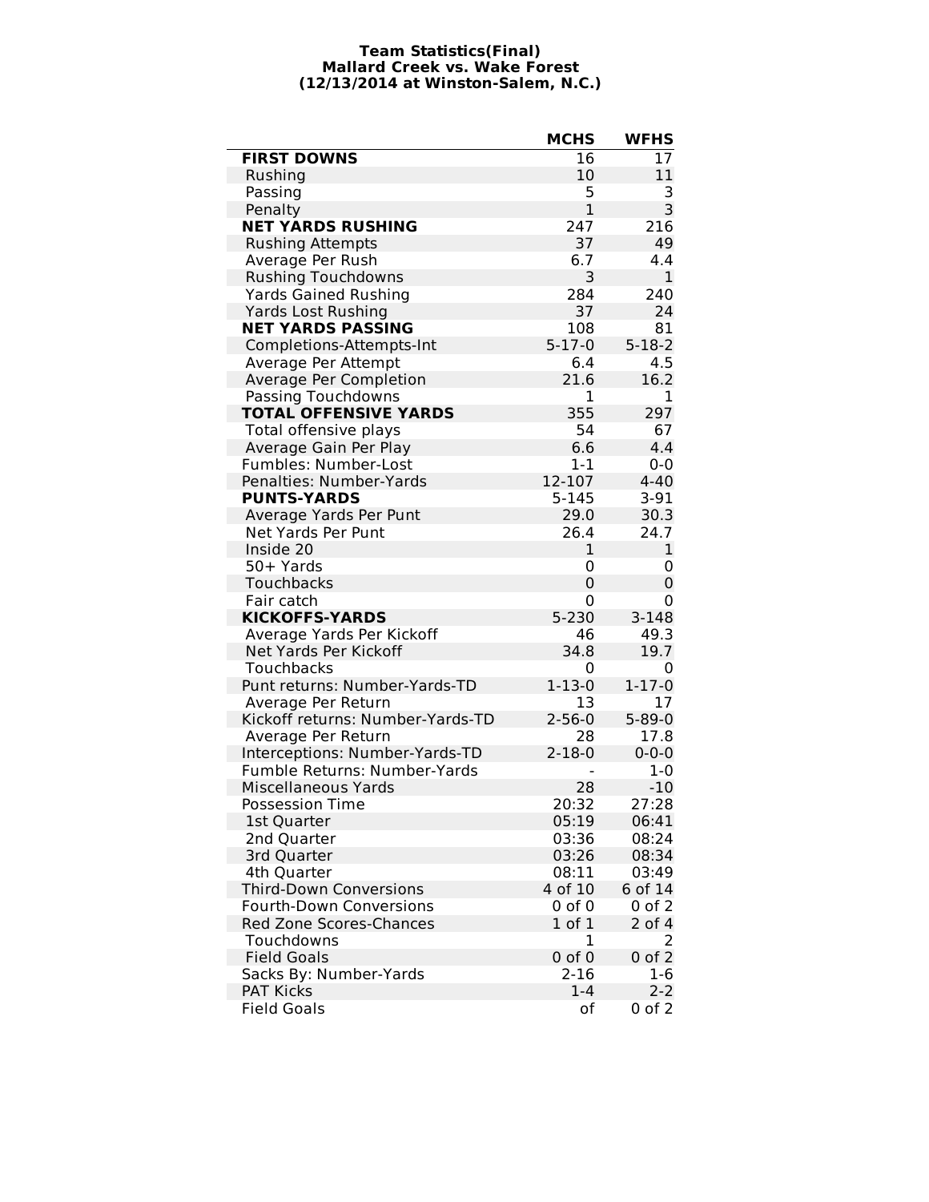**Team Statistics(Final)**
**Mallard Creek vs. Wake Forest**
**(12/13/2014 at Winston-Salem, N.C.)**

| | MCHS | WFHS |
|---|---|---|
| **FIRST DOWNS** | 16 | 17 |
| Rushing | 10 | 11 |
| Passing | 5 | 3 |
| Penalty | 1 | 3 |
| **NET YARDS RUSHING** | 247 | 216 |
| Rushing Attempts | 37 | 49 |
| Average Per Rush | 6.7 | 4.4 |
| Rushing Touchdowns | 3 | 1 |
| Yards Gained Rushing | 284 | 240 |
| Yards Lost Rushing | 37 | 24 |
| **NET YARDS PASSING** | 108 | 81 |
| Completions-Attempts-Int | 5-17-0 | 5-18-2 |
| Average Per Attempt | 6.4 | 4.5 |
| Average Per Completion | 21.6 | 16.2 |
| Passing Touchdowns | 1 | 1 |
| **TOTAL OFFENSIVE YARDS** | 355 | 297 |
| Total offensive plays | 54 | 67 |
| Average Gain Per Play | 6.6 | 4.4 |
| Fumbles: Number-Lost | 1-1 | 0-0 |
| Penalties: Number-Yards | 12-107 | 4-40 |
| **PUNTS-YARDS** | 5-145 | 3-91 |
| Average Yards Per Punt | 29.0 | 30.3 |
| Net Yards Per Punt | 26.4 | 24.7 |
| Inside 20 | 1 | 1 |
| 50+ Yards | 0 | 0 |
| Touchbacks | 0 | 0 |
| Fair catch | 0 | 0 |
| **KICKOFFS-YARDS** | 5-230 | 3-148 |
| Average Yards Per Kickoff | 46 | 49.3 |
| Net Yards Per Kickoff | 34.8 | 19.7 |
| Touchbacks | 0 | 0 |
| Punt returns: Number-Yards-TD | 1-13-0 | 1-17-0 |
| Average Per Return | 13 | 17 |
| Kickoff returns: Number-Yards-TD | 2-56-0 | 5-89-0 |
| Average Per Return | 28 | 17.8 |
| Interceptions: Number-Yards-TD | 2-18-0 | 0-0-0 |
| Fumble Returns: Number-Yards | - | 1-0 |
| Miscellaneous Yards | 28 | -10 |
| Possession Time | 20:32 | 27:28 |
| 1st Quarter | 05:19 | 06:41 |
| 2nd Quarter | 03:36 | 08:24 |
| 3rd Quarter | 03:26 | 08:34 |
| 4th Quarter | 08:11 | 03:49 |
| Third-Down Conversions | 4 of 10 | 6 of 14 |
| Fourth-Down Conversions | 0 of 0 | 0 of 2 |
| Red Zone Scores-Chances | 1 of 1 | 2 of 4 |
| Touchdowns | 1 | 2 |
| Field Goals | 0 of 0 | 0 of 2 |
| Sacks By: Number-Yards | 2-16 | 1-6 |
| PAT Kicks | 1-4 | 2-2 |
| Field Goals | of | 0 of 2 |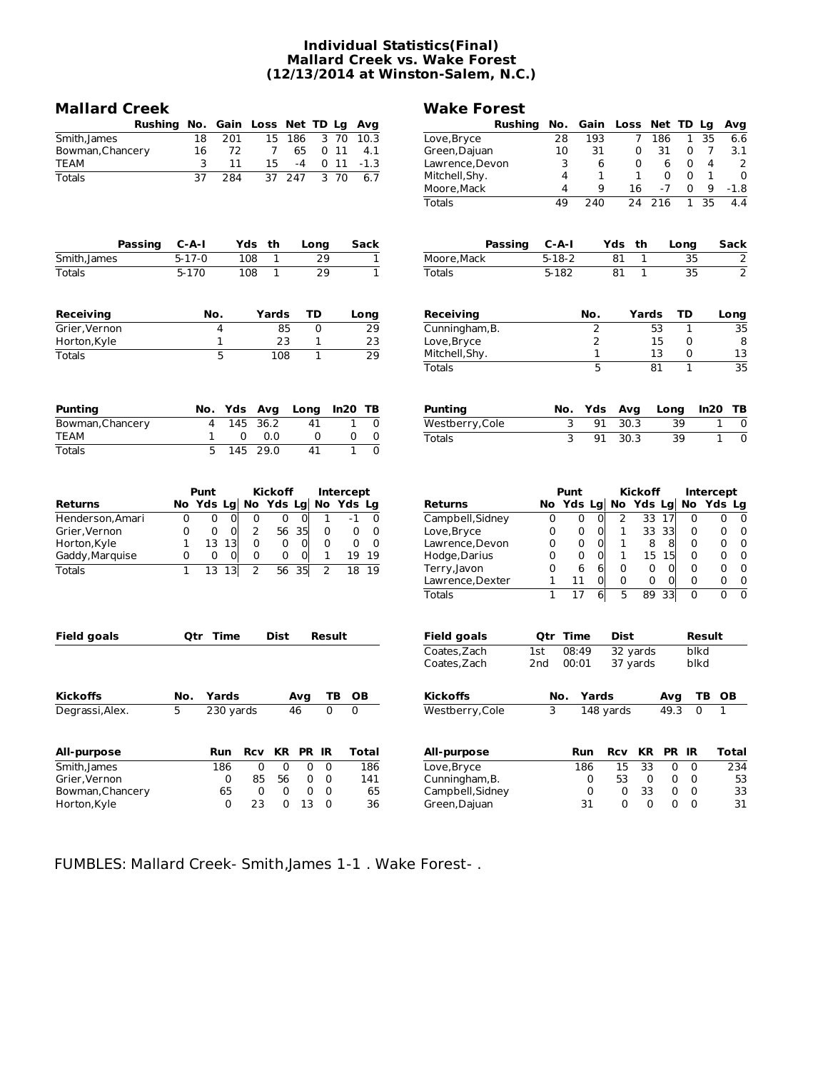# Individual Statistics(Final)
## Mallard Creek vs. Wake Forest
### (12/13/2014 at Winston-Salem, N.C.)

## Mallard Creek

| Rushing | No. | Gain | Loss | Net | TD | Lg | Avg |
|---|---|---|---|---|---|---|---|
| Smith,James | 18 | 201 | 15 | 186 | 3 | 70 | 10.3 |
| Bowman,Chancery | 16 | 72 | 7 | 65 | 0 | 11 | 4.1 |
| TEAM | 3 | 11 | 15 | -4 | 0 | 11 | -1.3 |
| Totals | 37 | 284 | 37 | 247 | 3 | 70 | 6.7 |

| Passing | C-A-I | Yds | th | Long | Sack |
|---|---|---|---|---|---|
| Smith,James | 5-17-0 | 108 | 1 | 29 | 1 |
| Totals | 5-170 | 108 | 1 | 29 | 1 |

| Receiving | No. | Yards | TD | Long |
|---|---|---|---|---|
| Grier,Vernon | 4 | 85 | 0 | 29 |
| Horton,Kyle | 1 | 23 | 1 | 23 |
| Totals | 5 | 108 | 1 | 29 |

| Punting | No. | Yds | Avg | Long | In20 | TB |
|---|---|---|---|---|---|---|
| Bowman,Chancery | 4 | 145 | 36.2 | 41 | 1 | 0 |
| TEAM | 1 | 0 | 0.0 | 0 | 0 | 0 |
| Totals | 5 | 145 | 29.0 | 41 | 1 | 0 |

| | Punt | | | Kickoff | | | Intercept | | |
|---|---|---|---|---|---|---|---|---|---|
| Returns | No | Yds | Lg | No | Yds | Lg | No | Yds | Lg |
| Henderson,Amari | 0 | 0 | 0 | 0 | 0 | 0 | 1 | -1 | 0 |
| Grier,Vernon | 0 | 0 | 0 | 2 | 56 | 35 | 0 | 0 | 0 |
| Horton,Kyle | 1 | 13 | 13 | 0 | 0 | 0 | 0 | 0 | 0 |
| Gaddy,Marquise | 0 | 0 | 0 | 0 | 0 | 0 | 1 | 19 | 19 |
| Totals | 1 | 13 | 13 | 2 | 56 | 35 | 2 | 18 | 19 |

| Field goals | Qtr | Time | Dist | Result |
|---|---|---|---|---|

| Kickoffs | No. | Yards | Avg | TB | OB |
|---|---|---|---|---|---|
| Degrassi,Alex. | 5 | 230 yards | 46 | 0 | 0 |

| All-purpose | Run | Rcv | KR | PR | IR | Total |
|---|---|---|---|---|---|---|
| Smith,James | 186 | 0 | 0 | 0 | 0 | 186 |
| Grier,Vernon | 0 | 85 | 56 | 0 | 0 | 141 |
| Bowman,Chancery | 65 | 0 | 0 | 0 | 0 | 65 |
| Horton,Kyle | 0 | 23 | 0 | 13 | 0 | 36 |

## Wake Forest

| Rushing | No. | Gain | Loss | Net | TD | Lg | Avg |
|---|---|---|---|---|---|---|---|
| Love,Bryce | 28 | 193 | 7 | 186 | 1 | 35 | 6.6 |
| Green,Dajuan | 10 | 31 | 0 | 31 | 0 | 7 | 3.1 |
| Lawrence,Devon | 3 | 6 | 0 | 6 | 0 | 4 | 2 |
| Mitchell,Shy. | 4 | 1 | 1 | 0 | 0 | 1 | 0 |
| Moore,Mack | 4 | 9 | 16 | -7 | 0 | 9 | -1.8 |
| Totals | 49 | 240 | 24 | 216 | 1 | 35 | 4.4 |

| Passing | C-A-I | Yds | th | Long | Sack |
|---|---|---|---|---|---|
| Moore,Mack | 5-18-2 | 81 | 1 | 35 | 2 |
| Totals | 5-182 | 81 | 1 | 35 | 2 |

| Receiving | No. | Yards | TD | Long |
|---|---|---|---|---|
| Cunningham,B. | 2 | 53 | 1 | 35 |
| Love,Bryce | 2 | 15 | 0 | 8 |
| Mitchell,Shy. | 1 | 13 | 0 | 13 |
| Totals | 5 | 81 | 1 | 35 |

| Punting | No. | Yds | Avg | Long | In20 | TB |
|---|---|---|---|---|---|---|
| Westberry,Cole | 3 | 91 | 30.3 | 39 | 1 | 0 |
| Totals | 3 | 91 | 30.3 | 39 | 1 | 0 |

| | Punt | | | Kickoff | | | Intercept | | |
|---|---|---|---|---|---|---|---|---|---|
| Returns | No | Yds | Lg | No | Yds | Lg | No | Yds | Lg |
| Campbell,Sidney | 0 | 0 | 0 | 2 | 33 | 17 | 0 | 0 | 0 |
| Love,Bryce | 0 | 0 | 0 | 1 | 33 | 33 | 0 | 0 | 0 |
| Lawrence,Devon | 0 | 0 | 0 | 1 | 8 | 8 | 0 | 0 | 0 |
| Hodge,Darius | 0 | 0 | 0 | 1 | 15 | 15 | 0 | 0 | 0 |
| Terry,Javon | 0 | 6 | 6 | 0 | 0 | 0 | 0 | 0 | 0 |
| Lawrence,Dexter | 1 | 11 | 0 | 0 | 0 | 0 | 0 | 0 | 0 |
| Totals | 1 | 17 | 6 | 5 | 89 | 33 | 0 | 0 | 0 |

| Field goals | Qtr | Time | Dist | Result |
|---|---|---|---|---|
| Coates,Zach | 1st | 08:49 | 32 yards | blkd |
| Coates,Zach | 2nd | 00:01 | 37 yards | blkd |

| Kickoffs | No. | Yards | Avg | TB | OB |
|---|---|---|---|---|---|
| Westberry,Cole | 3 | 148 yards | 49.3 | 0 | 1 |

| All-purpose | Run | Rcv | KR | PR | IR | Total |
|---|---|---|---|---|---|---|
| Love,Bryce | 186 | 15 | 33 | 0 | 0 | 234 |
| Cunningham,B. | 0 | 53 | 0 | 0 | 0 | 53 |
| Campbell,Sidney | 0 | 0 | 33 | 0 | 0 | 33 |
| Green,Dajuan | 31 | 0 | 0 | 0 | 0 | 31 |

FUMBLES: Mallard Creek- Smith,James 1-1 . Wake Forest- .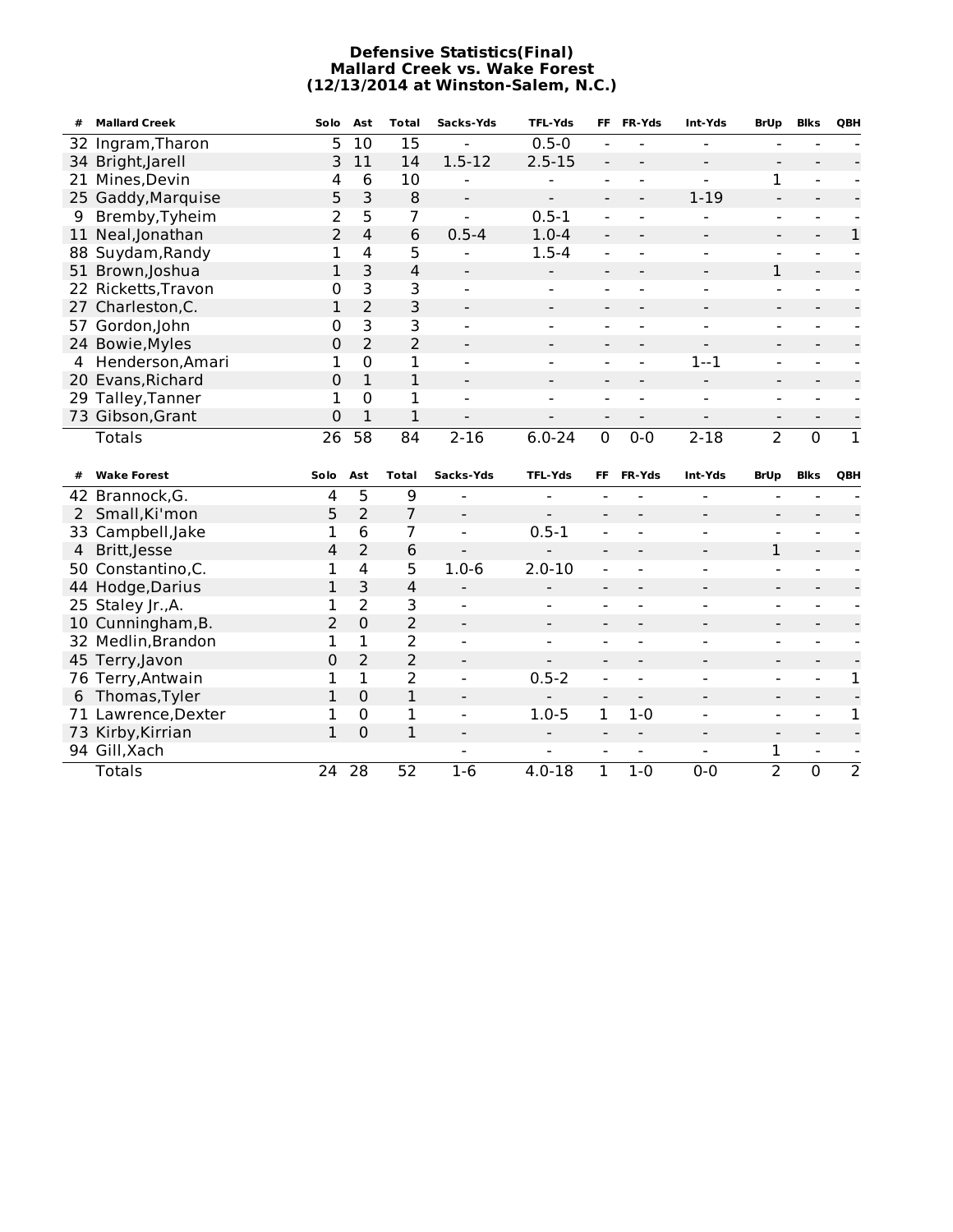**Defensive Statistics(Final)**
**Mallard Creek vs. Wake Forest**
**(12/13/2014 at Winston-Salem, N.C.)**

| # | Mallard Creek | Solo | Ast | Total | Sacks-Yds | TFL-Yds | FF | FR-Yds | Int-Yds | BrUp | Blks | QBH |
|---|---|---|---|---|---|---|---|---|---|---|---|---|
| 32 | Ingram,Tharon | 5 | 10 | 15 | - | 0.5-0 | - | - | - | - | - | - |
| 34 | Bright,Jarell | 3 | 11 | 14 | 1.5-12 | 2.5-15 | - | - | - | - | - | - |
| 21 | Mines,Devin | 4 | 6 | 10 | - | - | - | - | - | 1 | - | - |
| 25 | Gaddy,Marquise | 5 | 3 | 8 | - | - | - | - | 1-19 | - | - | - |
| 9 | Bremby,Tyheim | 2 | 5 | 7 | - | 0.5-1 | - | - | - | - | - | - |
| 11 | Neal,Jonathan | 2 | 4 | 6 | 0.5-4 | 1.0-4 | - | - | - | - | - | 1 |
| 88 | Suydam,Randy | 1 | 4 | 5 | - | 1.5-4 | - | - | - | - | - | - |
| 51 | Brown,Joshua | 1 | 3 | 4 | - | - | - | - | - | 1 | - | - |
| 22 | Ricketts,Travon | 0 | 3 | 3 | - | - | - | - | - | - | - | - |
| 27 | Charleston,C. | 1 | 2 | 3 | - | - | - | - | - | - | - | - |
| 57 | Gordon,John | 0 | 3 | 3 | - | - | - | - | - | - | - | - |
| 24 | Bowie,Myles | 0 | 2 | 2 | - | - | - | - | - | - | - | - |
| 4 | Henderson,Amari | 1 | 0 | 1 | - | - | - | - | 1--1 | - | - | - |
| 20 | Evans,Richard | 0 | 1 | 1 | - | - | - | - | - | - | - | - |
| 29 | Talley,Tanner | 1 | 0 | 1 | - | - | - | - | - | - | - | - |
| 73 | Gibson,Grant | 0 | 1 | 1 | - | - | - | - | - | - | - | - |
| | Totals | 26 | 58 | 84 | 2-16 | 6.0-24 | 0 | 0-0 | 2-18 | 2 | 0 | 1 |

| # | Wake Forest | Solo | Ast | Total | Sacks-Yds | TFL-Yds | FF | FR-Yds | Int-Yds | BrUp | Blks | QBH |
|---|---|---|---|---|---|---|---|---|---|---|---|---|
| 42 | Brannock,G. | 4 | 5 | 9 | - | - | - | - | - | - | - | - |
| 2 | Small,Ki'mon | 5 | 2 | 7 | - | - | - | - | - | - | - | - |
| 33 | Campbell,Jake | 1 | 6 | 7 | - | 0.5-1 | - | - | - | - | - | - |
| 4 | Britt,Jesse | 4 | 2 | 6 | - | - | - | - | - | 1 | - | - |
| 50 | Constantino,C. | 1 | 4 | 5 | 1.0-6 | 2.0-10 | - | - | - | - | - | - |
| 44 | Hodge,Darius | 1 | 3 | 4 | - | - | - | - | - | - | - | - |
| 25 | Staley Jr.,A. | 1 | 2 | 3 | - | - | - | - | - | - | - | - |
| 10 | Cunningham,B. | 2 | 0 | 2 | - | - | - | - | - | - | - | - |
| 32 | Medlin,Brandon | 1 | 1 | 2 | - | - | - | - | - | - | - | - |
| 45 | Terry,Javon | 0 | 2 | 2 | - | - | - | - | - | - | - | - |
| 76 | Terry,Antwain | 1 | 1 | 2 | - | 0.5-2 | - | - | - | - | - | 1 |
| 6 | Thomas,Tyler | 1 | 0 | 1 | - | - | - | - | - | - | - | - |
| 71 | Lawrence,Dexter | 1 | 0 | 1 | - | 1.0-5 | 1 | 1-0 | - | - | - | 1 |
| 73 | Kirby,Kirrian | 1 | 0 | 1 | - | - | - | - | - | - | - | - |
| 94 | Gill,Xach | | | | - | - | - | - | - | 1 | - | - |
| | Totals | 24 | 28 | 52 | 1-6 | 4.0-18 | 1 | 1-0 | 0-0 | 2 | 0 | 2 |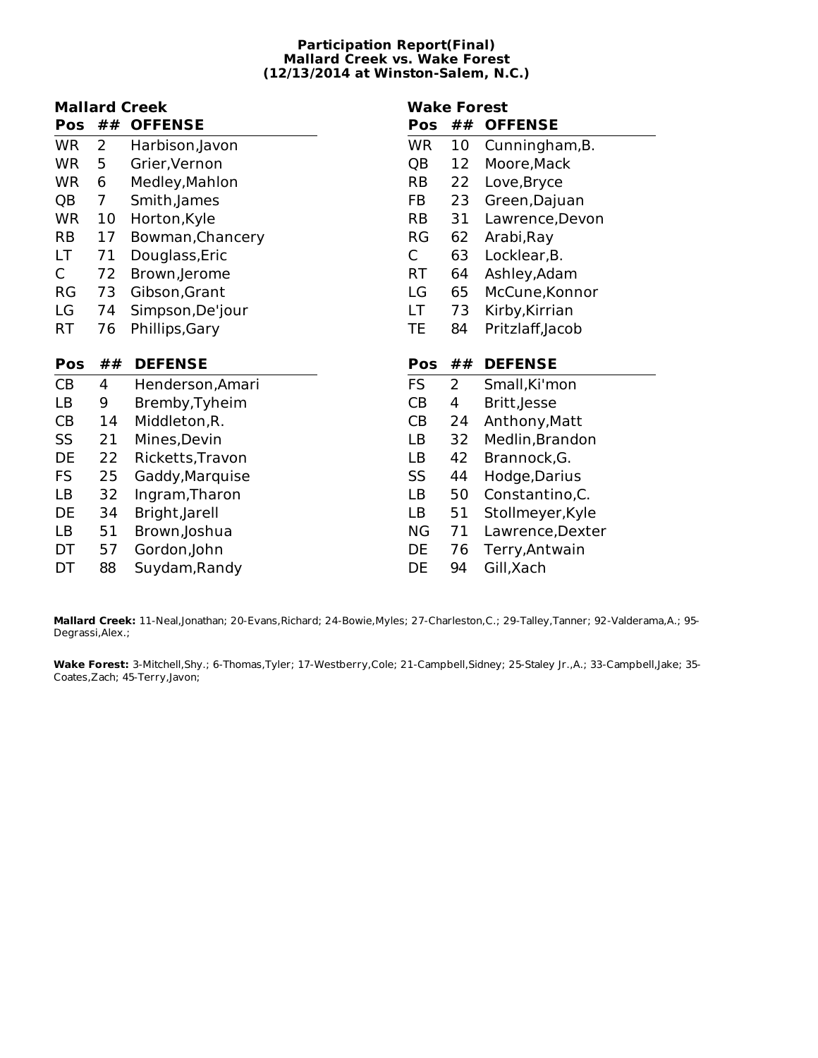**Participation Report(Final)**
**Mallard Creek vs. Wake Forest**
**(12/13/2014 at Winston-Salem, N.C.)**

## Mallard Creek

| Pos | ## | OFFENSE |
|---|---|---|
| WR | 2 | Harbison,Javon |
| WR | 5 | Grier,Vernon |
| WR | 6 | Medley,Mahlon |
| QB | 7 | Smith,James |
| WR | 10 | Horton,Kyle |
| RB | 17 | Bowman,Chancery |
| LT | 71 | Douglass,Eric |
| C | 72 | Brown,Jerome |
| RG | 73 | Gibson,Grant |
| LG | 74 | Simpson,De'jour |
| RT | 76 | Phillips,Gary |

| Pos | ## | DEFENSE |
|---|---|---|
| CB | 4 | Henderson,Amari |
| LB | 9 | Bremby,Tyheim |
| CB | 14 | Middleton,R. |
| SS | 21 | Mines,Devin |
| DE | 22 | Ricketts,Travon |
| FS | 25 | Gaddy,Marquise |
| LB | 32 | Ingram,Tharon |
| DE | 34 | Bright,Jarell |
| LB | 51 | Brown,Joshua |
| DT | 57 | Gordon,John |
| DT | 88 | Suydam,Randy |

## Wake Forest

| Pos | ## | OFFENSE |
|---|---|---|
| WR | 10 | Cunningham,B. |
| QB | 12 | Moore,Mack |
| RB | 22 | Love,Bryce |
| FB | 23 | Green,Dajuan |
| RB | 31 | Lawrence,Devon |
| RG | 62 | Arabi,Ray |
| C | 63 | Locklear,B. |
| RT | 64 | Ashley,Adam |
| LG | 65 | McCune,Konnor |
| LT | 73 | Kirby,Kirrian |
| TE | 84 | Pritzlaff,Jacob |

| Pos | ## | DEFENSE |
|---|---|---|
| FS | 2 | Small,Ki'mon |
| CB | 4 | Britt,Jesse |
| CB | 24 | Anthony,Matt |
| LB | 32 | Medlin,Brandon |
| LB | 42 | Brannock,G. |
| SS | 44 | Hodge,Darius |
| LB | 50 | Constantino,C. |
| LB | 51 | Stollmeyer,Kyle |
| NG | 71 | Lawrence,Dexter |
| DE | 76 | Terry,Antwain |
| DE | 94 | Gill,Xach |

**Mallard Creek:** 11-Neal,Jonathan; 20-Evans,Richard; 24-Bowie,Myles; 27-Charleston,C.; 29-Talley,Tanner; 92-Valderama,A.; 95-Degrassi,Alex.;

**Wake Forest:** 3-Mitchell,Shy.; 6-Thomas,Tyler; 17-Westberry,Cole; 21-Campbell,Sidney; 25-Staley Jr.,A.; 33-Campbell,Jake; 35-Coates,Zach; 45-Terry,Javon;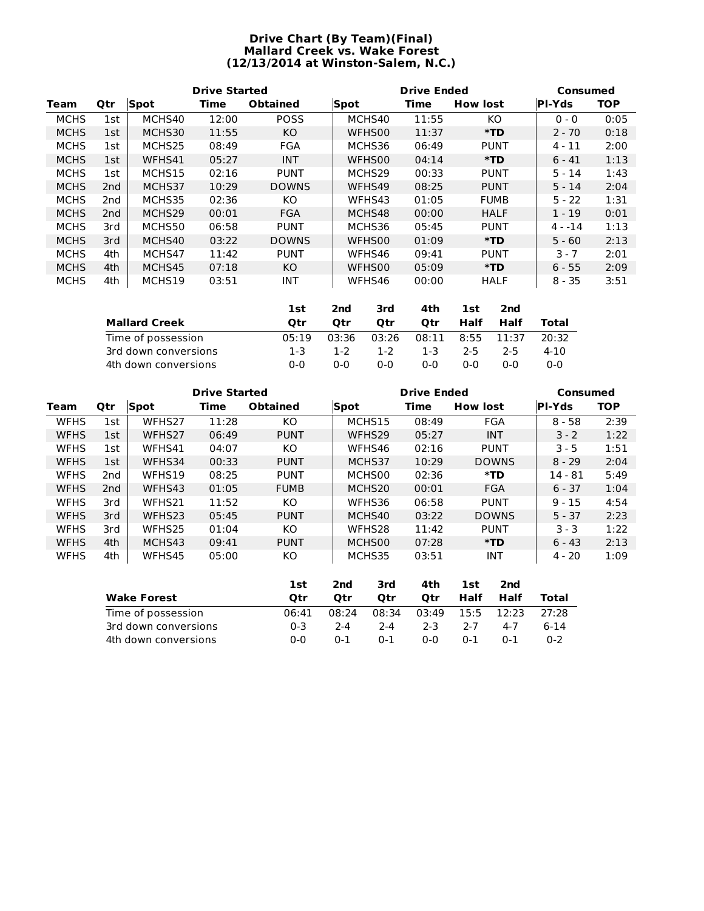# Drive Chart (By Team)(Final)
## Mallard Creek vs. Wake Forest
## (12/13/2014 at Winston-Salem, N.C.)

| | | Drive Started | | | Drive Ended | | | Consumed | |
|---|---|---|---|---|---|---|---|---|---|
| Team | Qtr | Spot | Time | Obtained | Spot | Time | How lost | Pl-Yds | TOP |
| MCHS | 1st | MCHS40 | 12:00 | POSS | MCHS40 | 11:55 | KO | 0 - 0 | 0:05 |
| MCHS | 1st | MCHS30 | 11:55 | KO | WFHS00 | 11:37 | *TD | 2 - 70 | 0:18 |
| MCHS | 1st | MCHS25 | 08:49 | FGA | MCHS36 | 06:49 | PUNT | 4 - 11 | 2:00 |
| MCHS | 1st | WFHS41 | 05:27 | INT | WFHS00 | 04:14 | *TD | 6 - 41 | 1:13 |
| MCHS | 1st | MCHS15 | 02:16 | PUNT | MCHS29 | 00:33 | PUNT | 5 - 14 | 1:43 |
| MCHS | 2nd | MCHS37 | 10:29 | DOWNS | WFHS49 | 08:25 | PUNT | 5 - 14 | 2:04 |
| MCHS | 2nd | MCHS35 | 02:36 | KO | WFHS43 | 01:05 | FUMB | 5 - 22 | 1:31 |
| MCHS | 2nd | MCHS29 | 00:01 | FGA | MCHS48 | 00:00 | HALF | 1 - 19 | 0:01 |
| MCHS | 3rd | MCHS50 | 06:58 | PUNT | MCHS36 | 05:45 | PUNT | 4 - -14 | 1:13 |
| MCHS | 3rd | MCHS40 | 03:22 | DOWNS | WFHS00 | 01:09 | *TD | 5 - 60 | 2:13 |
| MCHS | 4th | MCHS47 | 11:42 | PUNT | WFHS46 | 09:41 | PUNT | 3 - 7 | 2:01 |
| MCHS | 4th | MCHS45 | 07:18 | KO | WFHS00 | 05:09 | *TD | 6 - 55 | 2:09 |
| MCHS | 4th | MCHS19 | 03:51 | INT | WFHS46 | 00:00 | HALF | 8 - 35 | 3:51 |

| Mallard Creek | 1st Qtr | 2nd Qtr | 3rd Qtr | 4th Qtr | 1st Half | 2nd Half | Total |
|---|---|---|---|---|---|---|---|
| Time of possession | 05:19 | 03:36 | 03:26 | 08:11 | 8:55 | 11:37 | 20:32 |
| 3rd down conversions | 1-3 | 1-2 | 1-2 | 1-3 | 2-5 | 2-5 | 4-10 |
| 4th down conversions | 0-0 | 0-0 | 0-0 | 0-0 | 0-0 | 0-0 | 0-0 |

| | | Drive Started | | | Drive Ended | | | Consumed | |
|---|---|---|---|---|---|---|---|---|---|
| Team | Qtr | Spot | Time | Obtained | Spot | Time | How lost | Pl-Yds | TOP |
| WFHS | 1st | WFHS27 | 11:28 | KO | MCHS15 | 08:49 | FGA | 8 - 58 | 2:39 |
| WFHS | 1st | WFHS27 | 06:49 | PUNT | WFHS29 | 05:27 | INT | 3 - 2 | 1:22 |
| WFHS | 1st | WFHS41 | 04:07 | KO | WFHS46 | 02:16 | PUNT | 3 - 5 | 1:51 |
| WFHS | 1st | WFHS34 | 00:33 | PUNT | MCHS37 | 10:29 | DOWNS | 8 - 29 | 2:04 |
| WFHS | 2nd | WFHS19 | 08:25 | PUNT | MCHS00 | 02:36 | *TD | 14 - 81 | 5:49 |
| WFHS | 2nd | WFHS43 | 01:05 | FUMB | MCHS20 | 00:01 | FGA | 6 - 37 | 1:04 |
| WFHS | 3rd | WFHS21 | 11:52 | KO | WFHS36 | 06:58 | PUNT | 9 - 15 | 4:54 |
| WFHS | 3rd | WFHS23 | 05:45 | PUNT | MCHS40 | 03:22 | DOWNS | 5 - 37 | 2:23 |
| WFHS | 3rd | WFHS25 | 01:04 | KO | WFHS28 | 11:42 | PUNT | 3 - 3 | 1:22 |
| WFHS | 4th | MCHS43 | 09:41 | PUNT | MCHS00 | 07:28 | *TD | 6 - 43 | 2:13 |
| WFHS | 4th | WFHS45 | 05:00 | KO | MCHS35 | 03:51 | INT | 4 - 20 | 1:09 |

| Wake Forest | 1st Qtr | 2nd Qtr | 3rd Qtr | 4th Qtr | 1st Half | 2nd Half | Total |
|---|---|---|---|---|---|---|---|
| Time of possession | 06:41 | 08:24 | 08:34 | 03:49 | 15:5 | 12:23 | 27:28 |
| 3rd down conversions | 0-3 | 2-4 | 2-4 | 2-3 | 2-7 | 4-7 | 6-14 |
| 4th down conversions | 0-0 | 0-1 | 0-1 | 0-0 | 0-1 | 0-1 | 0-2 |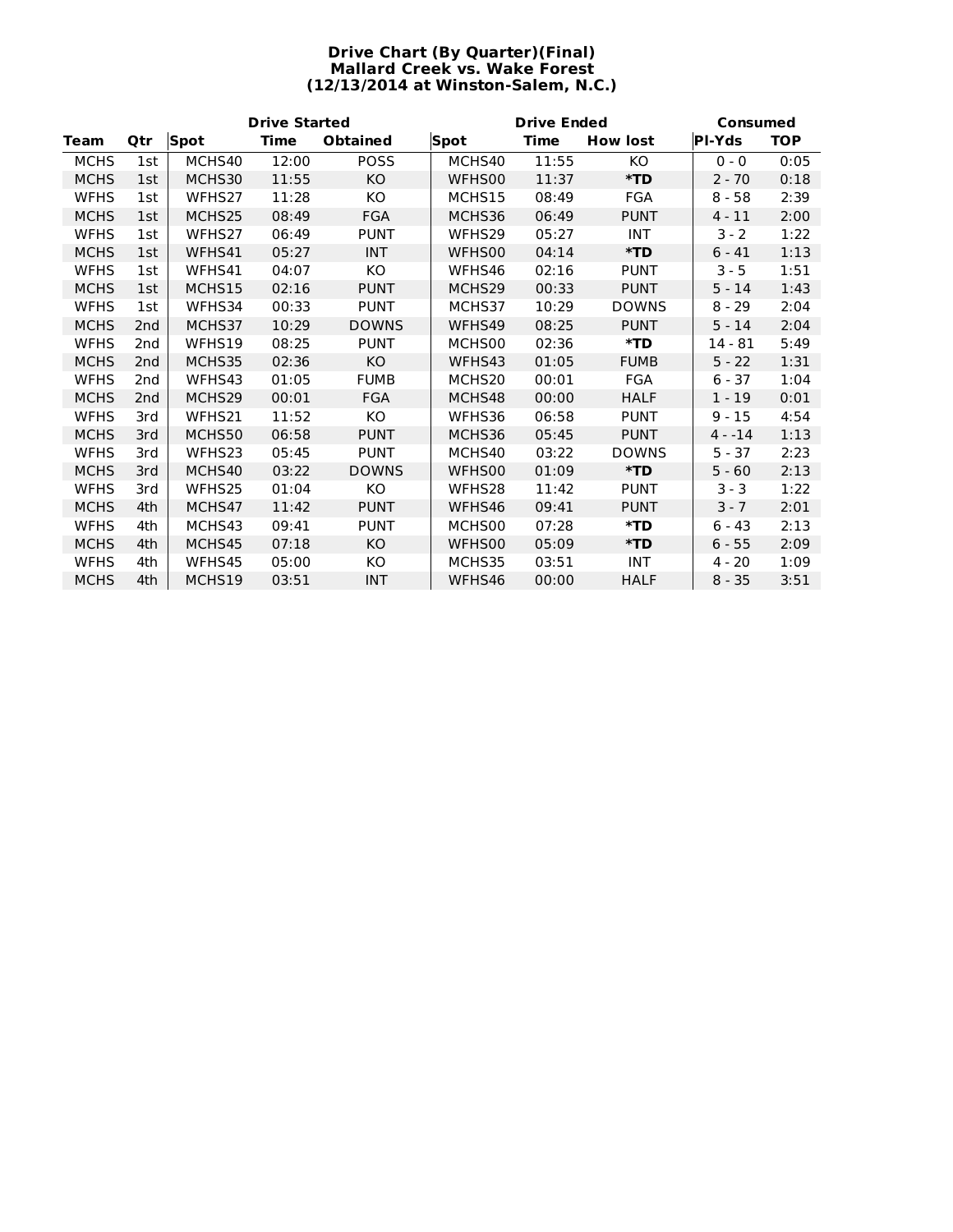# Drive Chart (By Quarter)(Final)
## Mallard Creek vs. Wake Forest
## (12/13/2014 at Winston-Salem, N.C.)

| | | Drive Started | | | Drive Ended | | | Consumed | |
|---|---|---|---|---|---|---|---|---|---|
| **Team** | **Qtr** | **Spot** | **Time** | **Obtained** | **Spot** | **Time** | **How lost** | **Pl-Yds** | **TOP** |
| MCHS | 1st | MCHS40 | 12:00 | POSS | MCHS40 | 11:55 | KO | 0 - 0 | 0:05 |
| MCHS | 1st | MCHS30 | 11:55 | KO | WFHS00 | 11:37 | ***TD** | 2 - 70 | 0:18 |
| WFHS | 1st | WFHS27 | 11:28 | KO | MCHS15 | 08:49 | FGA | 8 - 58 | 2:39 |
| MCHS | 1st | MCHS25 | 08:49 | FGA | MCHS36 | 06:49 | PUNT | 4 - 11 | 2:00 |
| WFHS | 1st | WFHS27 | 06:49 | PUNT | WFHS29 | 05:27 | INT | 3 - 2 | 1:22 |
| MCHS | 1st | WFHS41 | 05:27 | INT | WFHS00 | 04:14 | ***TD** | 6 - 41 | 1:13 |
| WFHS | 1st | WFHS41 | 04:07 | KO | WFHS46 | 02:16 | PUNT | 3 - 5 | 1:51 |
| MCHS | 1st | MCHS15 | 02:16 | PUNT | MCHS29 | 00:33 | PUNT | 5 - 14 | 1:43 |
| WFHS | 1st | WFHS34 | 00:33 | PUNT | MCHS37 | 10:29 | DOWNS | 8 - 29 | 2:04 |
| MCHS | 2nd | MCHS37 | 10:29 | DOWNS | WFHS49 | 08:25 | PUNT | 5 - 14 | 2:04 |
| WFHS | 2nd | WFHS19 | 08:25 | PUNT | MCHS00 | 02:36 | ***TD** | 14 - 81 | 5:49 |
| MCHS | 2nd | MCHS35 | 02:36 | KO | WFHS43 | 01:05 | FUMB | 5 - 22 | 1:31 |
| WFHS | 2nd | WFHS43 | 01:05 | FUMB | MCHS20 | 00:01 | FGA | 6 - 37 | 1:04 |
| MCHS | 2nd | MCHS29 | 00:01 | FGA | MCHS48 | 00:00 | HALF | 1 - 19 | 0:01 |
| WFHS | 3rd | WFHS21 | 11:52 | KO | WFHS36 | 06:58 | PUNT | 9 - 15 | 4:54 |
| MCHS | 3rd | MCHS50 | 06:58 | PUNT | MCHS36 | 05:45 | PUNT | 4 - -14 | 1:13 |
| WFHS | 3rd | WFHS23 | 05:45 | PUNT | MCHS40 | 03:22 | DOWNS | 5 - 37 | 2:23 |
| MCHS | 3rd | MCHS40 | 03:22 | DOWNS | WFHS00 | 01:09 | ***TD** | 5 - 60 | 2:13 |
| WFHS | 3rd | WFHS25 | 01:04 | KO | WFHS28 | 11:42 | PUNT | 3 - 3 | 1:22 |
| MCHS | 4th | MCHS47 | 11:42 | PUNT | WFHS46 | 09:41 | PUNT | 3 - 7 | 2:01 |
| WFHS | 4th | MCHS43 | 09:41 | PUNT | MCHS00 | 07:28 | ***TD** | 6 - 43 | 2:13 |
| MCHS | 4th | MCHS45 | 07:18 | KO | WFHS00 | 05:09 | ***TD** | 6 - 55 | 2:09 |
| WFHS | 4th | WFHS45 | 05:00 | KO | MCHS35 | 03:51 | INT | 4 - 20 | 1:09 |
| MCHS | 4th | MCHS19 | 03:51 | INT | WFHS46 | 00:00 | HALF | 8 - 35 | 3:51 |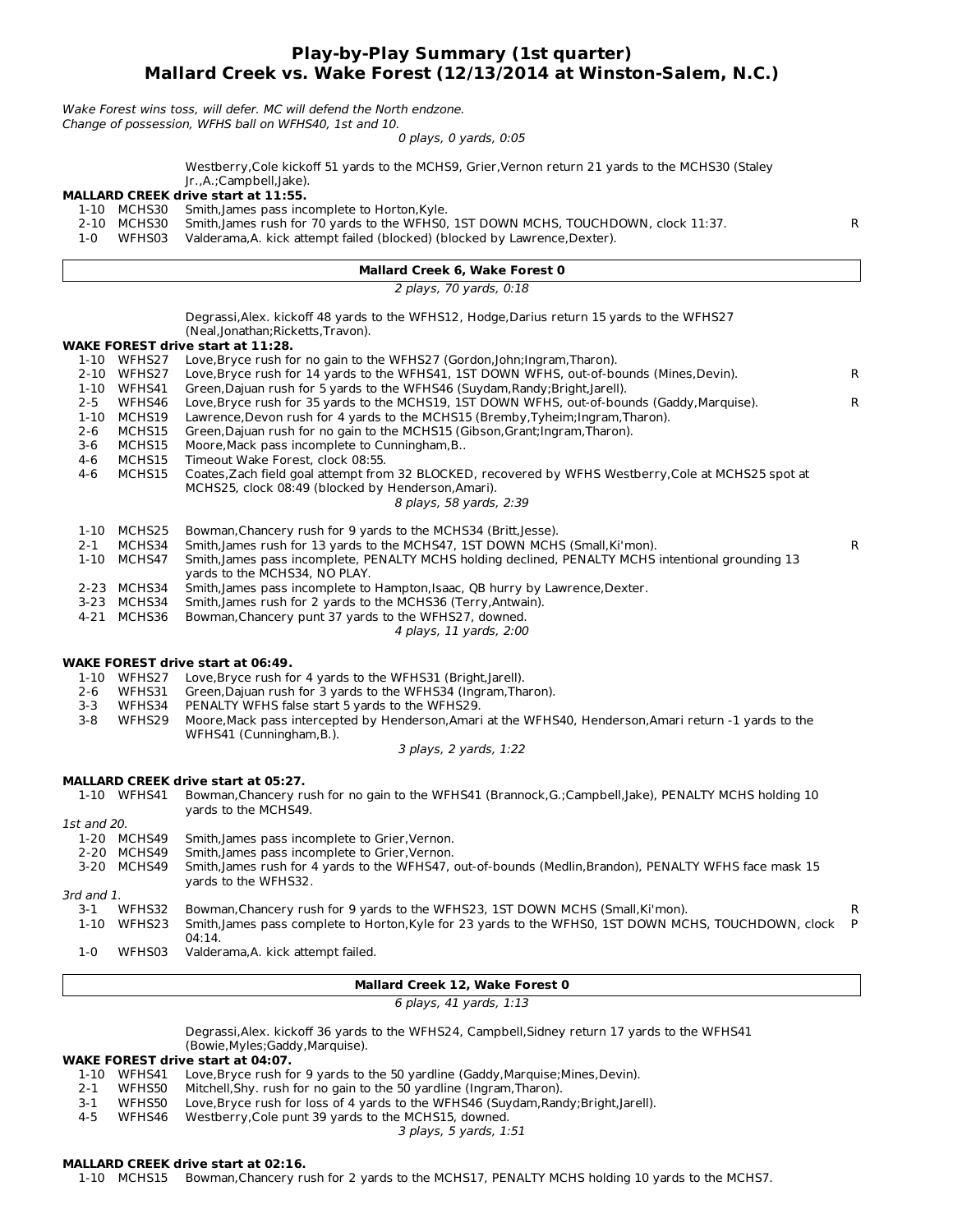# Play-by-Play Summary (1st quarter)
## Mallard Creek vs. Wake Forest (12/13/2014 at Winston-Salem, N.C.)

*Wake Forest wins toss, will defer. MC will defend the North endzone.*
*Change of possession, WFHS ball on WFHS40, 1st and 10.*

*0 plays, 0 yards, 0:05*

Westberry,Cole kickoff 51 yards to the MCHS9, Grier,Vernon return 21 yards to the MCHS30 (Staley Jr.,A.;Campbell,Jake).

**MALLARD CREEK drive start at 11:55.**

| | | | |
|---|---|---|---|
| 1-10 | MCHS30 | Smith,James pass incomplete to Horton,Kyle. | |
| 2-10 | MCHS30 | Smith,James rush for 70 yards to the WFHS0, 1ST DOWN MCHS, TOUCHDOWN, clock 11:37. | R |
| 1-0 | WFHS03 | Valderama,A. kick attempt failed (blocked) (blocked by Lawrence,Dexter). | |

**Mallard Creek 6, Wake Forest 0**

*2 plays, 70 yards, 0:18*

Degrassi,Alex. kickoff 48 yards to the WFHS12, Hodge,Darius return 15 yards to the WFHS27 (Neal,Jonathan;Ricketts,Travon).

**WAKE FOREST drive start at 11:28.**

| | | | |
|---|---|---|---|
| 1-10 | WFHS27 | Love,Bryce rush for no gain to the WFHS27 (Gordon,John;Ingram,Tharon). | |
| 2-10 | WFHS27 | Love,Bryce rush for 14 yards to the WFHS41, 1ST DOWN WFHS, out-of-bounds (Mines,Devin). | R |
| 1-10 | WFHS41 | Green,Dajuan rush for 5 yards to the WFHS46 (Suydam,Randy;Bright,Jarell). | |
| 2-5 | WFHS46 | Love,Bryce rush for 35 yards to the MCHS19, 1ST DOWN WFHS, out-of-bounds (Gaddy,Marquise). | R |
| 1-10 | MCHS19 | Lawrence,Devon rush for 4 yards to the MCHS15 (Bremby,Tyheim;Ingram,Tharon). | |
| 2-6 | MCHS15 | Green,Dajuan rush for no gain to the MCHS15 (Gibson,Grant;Ingram,Tharon). | |
| 3-6 | MCHS15 | Moore,Mack pass incomplete to Cunningham,B.. | |
| 4-6 | MCHS15 | Timeout Wake Forest, clock 08:55. | |
| 4-6 | MCHS15 | Coates,Zach field goal attempt from 32 BLOCKED, recovered by WFHS Westberry,Cole at MCHS25 spot at MCHS25, clock 08:49 (blocked by Henderson,Amari). | |

*8 plays, 58 yards, 2:39*

| | | | |
|---|---|---|---|
| 1-10 | MCHS25 | Bowman,Chancery rush for 9 yards to the MCHS34 (Britt,Jesse). | |
| 2-1 | MCHS34 | Smith,James rush for 13 yards to the MCHS47, 1ST DOWN MCHS (Small,Ki'mon). | R |
| 1-10 | MCHS47 | Smith,James pass incomplete, PENALTY MCHS holding declined, PENALTY MCHS intentional grounding 13 yards to the MCHS34, NO PLAY. | |
| 2-23 | MCHS34 | Smith,James pass incomplete to Hampton,Isaac, QB hurry by Lawrence,Dexter. | |
| 3-23 | MCHS34 | Smith,James rush for 2 yards to the MCHS36 (Terry,Antwain). | |
| 4-21 | MCHS36 | Bowman,Chancery punt 37 yards to the WFHS27, downed. | |

*4 plays, 11 yards, 2:00*

**WAKE FOREST drive start at 06:49.**

| | | | |
|---|---|---|---|
| 1-10 | WFHS27 | Love,Bryce rush for 4 yards to the WFHS31 (Bright,Jarell). | |
| 2-6 | WFHS31 | Green,Dajuan rush for 3 yards to the WFHS34 (Ingram,Tharon). | |
| 3-3 | WFHS34 | PENALTY WFHS false start 5 yards to the WFHS29. | |
| 3-8 | WFHS29 | Moore,Mack pass intercepted by Henderson,Amari at the WFHS40, Henderson,Amari return -1 yards to the WFHS41 (Cunningham,B.). | |

*3 plays, 2 yards, 1:22*

**MALLARD CREEK drive start at 05:27.**

| | | | |
|---|---|---|---|
| 1-10 | WFHS41 | Bowman,Chancery rush for no gain to the WFHS41 (Brannock,G.;Campbell,Jake), PENALTY MCHS holding 10 yards to the MCHS49. | |
| *1st and 20.* | | | |
| 1-20 | MCHS49 | Smith,James pass incomplete to Grier,Vernon. | |
| 2-20 | MCHS49 | Smith,James pass incomplete to Grier,Vernon. | |
| 3-20 | MCHS49 | Smith,James rush for 4 yards to the WFHS47, out-of-bounds (Medlin,Brandon), PENALTY WFHS face mask 15 yards to the WFHS32. | |
| *3rd and 1.* | | | |
| 3-1 | WFHS32 | Bowman,Chancery rush for 9 yards to the WFHS23, 1ST DOWN MCHS (Small,Ki'mon). | R |
| 1-10 | WFHS23 | Smith,James pass complete to Horton,Kyle for 23 yards to the WFHS0, 1ST DOWN MCHS, TOUCHDOWN, clock 04:14. | P |
| 1-0 | WFHS03 | Valderama,A. kick attempt failed. | |

**Mallard Creek 12, Wake Forest 0**

*6 plays, 41 yards, 1:13*

Degrassi,Alex. kickoff 36 yards to the WFHS24, Campbell,Sidney return 17 yards to the WFHS41 (Bowie,Myles;Gaddy,Marquise).

**WAKE FOREST drive start at 04:07.**

| | | | |
|---|---|---|---|
| 1-10 | WFHS41 | Love,Bryce rush for 9 yards to the 50 yardline (Gaddy,Marquise;Mines,Devin). | |
| 2-1 | WFHS50 | Mitchell,Shy. rush for no gain to the 50 yardline (Ingram,Tharon). | |
| 3-1 | WFHS50 | Love,Bryce rush for loss of 4 yards to the WFHS46 (Suydam,Randy;Bright,Jarell). | |
| 4-5 | WFHS46 | Westberry,Cole punt 39 yards to the MCHS15, downed. | |

*3 plays, 5 yards, 1:51*

**MALLARD CREEK drive start at 02:16.**

| | | | |
|---|---|---|---|
| 1-10 | MCHS15 | Bowman,Chancery rush for 2 yards to the MCHS17, PENALTY MCHS holding 10 yards to the MCHS7. | |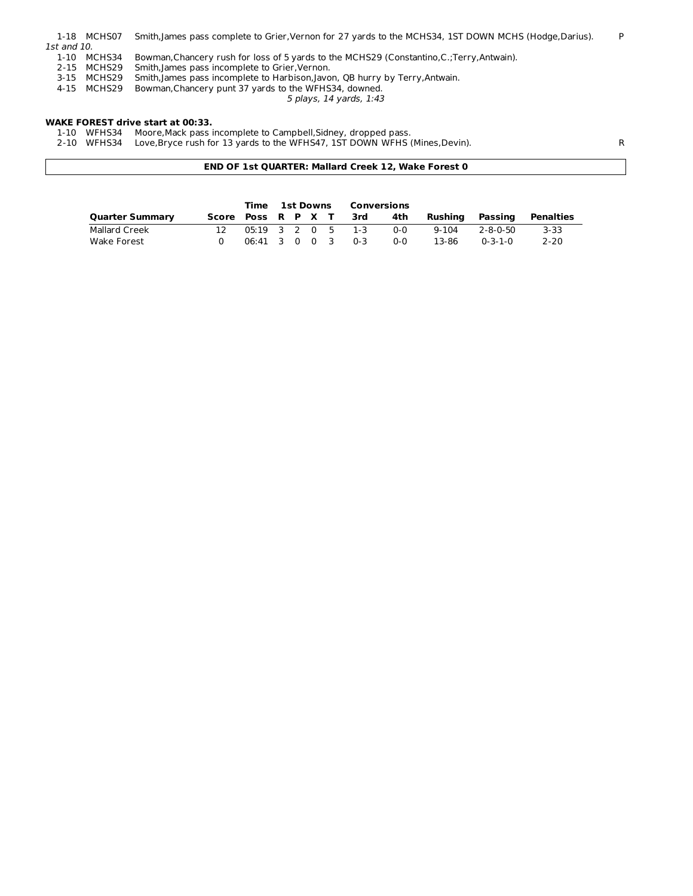| | | | |
|---|---|---|---|
| 1-18 | MCHS07 | Smith,James pass complete to Grier,Vernon for 27 yards to the MCHS34, 1ST DOWN MCHS (Hodge,Darius). | P |

*1st and 10.*

| | | | |
|---|---|---|---|
| 1-10 | MCHS34 | Bowman,Chancery rush for loss of 5 yards to the MCHS29 (Constantino,C.;Terry,Antwain). | |
| 2-15 | MCHS29 | Smith,James pass incomplete to Grier,Vernon. | |
| 3-15 | MCHS29 | Smith,James pass incomplete to Harbison,Javon, QB hurry by Terry,Antwain. | |
| 4-15 | MCHS29 | Bowman,Chancery punt 37 yards to the WFHS34, downed. | |

*5 plays, 14 yards, 1:43*

**WAKE FOREST drive start at 00:33.**

| | | | |
|---|---|---|---|
| 1-10 | WFHS34 | Moore,Mack pass incomplete to Campbell,Sidney, dropped pass. | |
| 2-10 | WFHS34 | Love,Bryce rush for 13 yards to the WFHS47, 1ST DOWN WFHS (Mines,Devin). | R |

**END OF 1st QUARTER: Mallard Creek 12, Wake Forest 0**

| | | Time | 1st Downs | | | | Conversions | | | | |
|---|---|---|---|---|---|---|---|---|---|---|---|
| **Quarter Summary** | **Score** | **Poss** | **R** | **P** | **X** | **T** | **3rd** | **4th** | **Rushing** | **Passing** | **Penalties** |
| Mallard Creek | 12 | 05:19 | 3 | 2 | 0 | 5 | 1-3 | 0-0 | 9-104 | 2-8-0-50 | 3-33 |
| Wake Forest | 0 | 06:41 | 3 | 0 | 0 | 3 | 0-3 | 0-0 | 13-86 | 0-3-1-0 | 2-20 |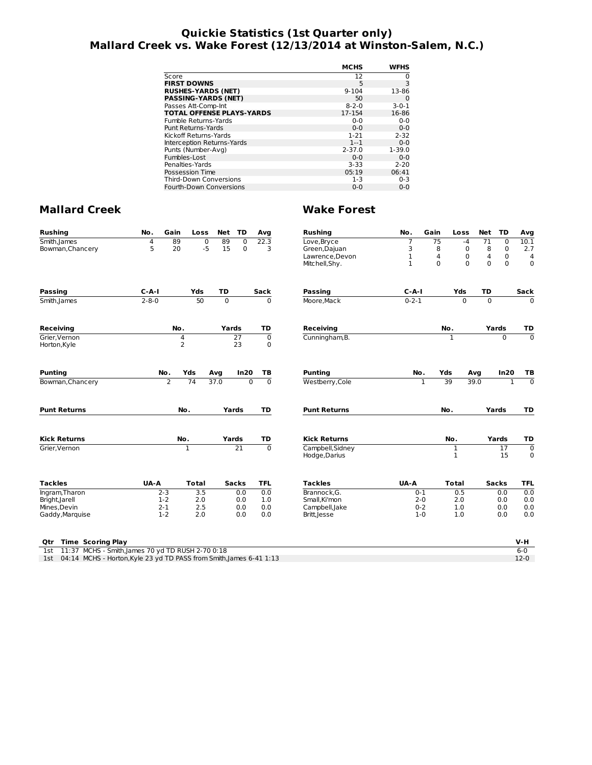# Quickie Statistics (1st Quarter only)
## Mallard Creek vs. Wake Forest (12/13/2014 at Winston-Salem, N.C.)

| | MCHS | WFHS |
|---|---|---|
| Score | 12 | 0 |
| **FIRST DOWNS** | 5 | 3 |
| **RUSHES-YARDS (NET)** | 9-104 | 13-86 |
| **PASSING-YARDS (NET)** | 50 | 0 |
| Passes Att-Comp-Int | 8-2-0 | 3-0-1 |
| **TOTAL OFFENSE PLAYS-YARDS** | 17-154 | 16-86 |
| Fumble Returns-Yards | 0-0 | 0-0 |
| Punt Returns-Yards | 0-0 | 0-0 |
| Kickoff Returns-Yards | 1-21 | 2-32 |
| Interception Returns-Yards | 1--1 | 0-0 |
| Punts (Number-Avg) | 2-37.0 | 1-39.0 |
| Fumbles-Lost | 0-0 | 0-0 |
| Penalties-Yards | 3-33 | 2-20 |
| Possession Time | 05:19 | 06:41 |
| Third-Down Conversions | 1-3 | 0-3 |
| Fourth-Down Conversions | 0-0 | 0-0 |

## Mallard Creek

| Rushing | No. | Gain | Loss | Net | TD | Avg |
|---|---|---|---|---|---|---|
| Smith,James | 4 | 89 | 0 | 89 | 0 | 22.3 |
| Bowman,Chancery | 5 | 20 | -5 | 15 | 0 | 3 |

| Passing | C-A-I | Yds | TD | Sack |
|---|---|---|---|---|
| Smith,James | 2-8-0 | 50 | 0 | 0 |

| Receiving | No. | Yards | TD |
|---|---|---|---|
| Grier,Vernon | 4 | 27 | 0 |
| Horton,Kyle | 2 | 23 | 0 |

| Punting | No. | Yds | Avg | In20 | TB |
|---|---|---|---|---|---|
| Bowman,Chancery | 2 | 74 | 37.0 | 0 | 0 |

| Punt Returns | No. | Yards | TD |
|---|---|---|---|

| Kick Returns | No. | Yards | TD |
|---|---|---|---|
| Grier,Vernon | 1 | 21 | 0 |

| Tackles | UA-A | Total | Sacks | TFL |
|---|---|---|---|---|
| Ingram,Tharon | 2-3 | 3.5 | 0.0 | 0.0 |
| Bright,Jarell | 1-2 | 2.0 | 0.0 | 1.0 |
| Mines,Devin | 2-1 | 2.5 | 0.0 | 0.0 |
| Gaddy,Marquise | 1-2 | 2.0 | 0.0 | 0.0 |

## Wake Forest

| Rushing | No. | Gain | Loss | Net | TD | Avg |
|---|---|---|---|---|---|---|
| Love,Bryce | 7 | 75 | -4 | 71 | 0 | 10.1 |
| Green,Dajuan | 3 | 8 | 0 | 8 | 0 | 2.7 |
| Lawrence,Devon | 1 | 4 | 0 | 4 | 0 | 4 |
| Mitchell,Shy. | 1 | 0 | 0 | 0 | 0 | 0 |

| Passing | C-A-I | Yds | TD | Sack |
|---|---|---|---|---|
| Moore,Mack | 0-2-1 | 0 | 0 | 0 |

| Receiving | No. | Yards | TD |
|---|---|---|---|
| Cunningham,B. | 1 | 0 | 0 |

| Punting | No. | Yds | Avg | In20 | TB |
|---|---|---|---|---|---|
| Westberry,Cole | 1 | 39 | 39.0 | 1 | 0 |

| Punt Returns | No. | Yards | TD |
|---|---|---|---|

| Kick Returns | No. | Yards | TD |
|---|---|---|---|
| Campbell,Sidney | 1 | 17 | 0 |
| Hodge,Darius | 1 | 15 | 0 |

| Tackles | UA-A | Total | Sacks | TFL |
|---|---|---|---|---|
| Brannock,G. | 0-1 | 0.5 | 0.0 | 0.0 |
| Small,Ki'mon | 2-0 | 2.0 | 0.0 | 0.0 |
| Campbell,Jake | 0-2 | 1.0 | 0.0 | 0.0 |
| Britt,Jesse | 1-0 | 1.0 | 0.0 | 0.0 |

| Qtr | Time | Scoring Play | V-H |
|---|---|---|---|
| 1st | 11:37 | MCHS - Smith,James 70 yd TD RUSH 2-70 0:18 | 6-0 |
| 1st | 04:14 | MCHS - Horton,Kyle 23 yd TD PASS from Smith,James 6-41 1:13 | 12-0 |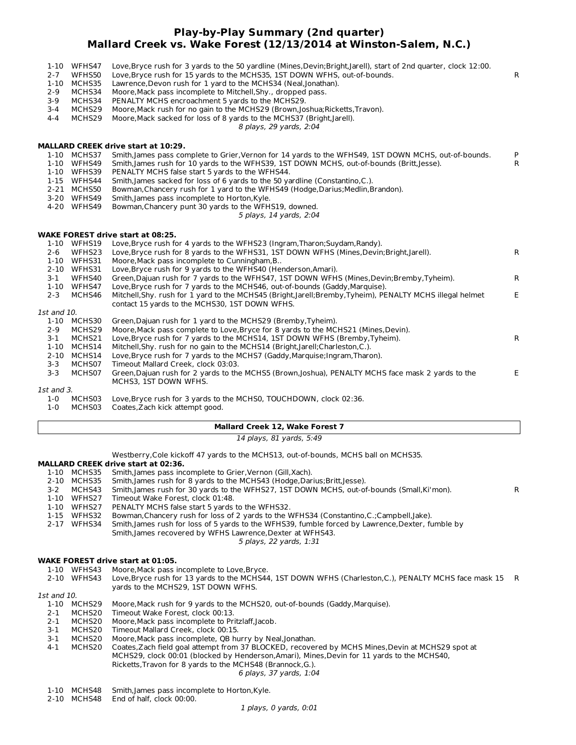## Play-by-Play Summary (2nd quarter)
## Mallard Creek vs. Wake Forest (12/13/2014 at Winston-Salem, N.C.)

| Down | Spot | Play | |
|---|---|---|---|
| 1-10 | WFHS47 | Love,Bryce rush for 3 yards to the 50 yardline (Mines,Devin;Bright,Jarell), start of 2nd quarter, clock 12:00. | |
| 2-7 | WFHS50 | Love,Bryce rush for 15 yards to the MCHS35, 1ST DOWN WFHS, out-of-bounds. | R |
| 1-10 | MCHS35 | Lawrence,Devon rush for 1 yard to the MCHS34 (Neal,Jonathan). | |
| 2-9 | MCHS34 | Moore,Mack pass incomplete to Mitchell,Shy., dropped pass. | |
| 3-9 | MCHS34 | PENALTY MCHS encroachment 5 yards to the MCHS29. | |
| 3-4 | MCHS29 | Moore,Mack rush for no gain to the MCHS29 (Brown,Joshua;Ricketts,Travon). | |
| 4-4 | MCHS29 | Moore,Mack sacked for loss of 8 yards to the MCHS37 (Bright,Jarell). | |

*8 plays, 29 yards, 2:04*

**MALLARD CREEK drive start at 10:29.**

| Down | Spot | Play | |
|---|---|---|---|
| 1-10 | MCHS37 | Smith,James pass complete to Grier,Vernon for 14 yards to the WFHS49, 1ST DOWN MCHS, out-of-bounds. | P |
| 1-10 | WFHS49 | Smith,James rush for 10 yards to the WFHS39, 1ST DOWN MCHS, out-of-bounds (Britt,Jesse). | R |
| 1-10 | WFHS39 | PENALTY MCHS false start 5 yards to the WFHS44. | |
| 1-15 | WFHS44 | Smith,James sacked for loss of 6 yards to the 50 yardline (Constantino,C.). | |
| 2-21 | MCHS50 | Bowman,Chancery rush for 1 yard to the WFHS49 (Hodge,Darius;Medlin,Brandon). | |
| 3-20 | WFHS49 | Smith,James pass incomplete to Horton,Kyle. | |
| 4-20 | WFHS49 | Bowman,Chancery punt 30 yards to the WFHS19, downed. | |

*5 plays, 14 yards, 2:04*

**WAKE FOREST drive start at 08:25.**

| Down | Spot | Play | |
|---|---|---|---|
| 1-10 | WFHS19 | Love,Bryce rush for 4 yards to the WFHS23 (Ingram,Tharon;Suydam,Randy). | |
| 2-6 | WFHS23 | Love,Bryce rush for 8 yards to the WFHS31, 1ST DOWN WFHS (Mines,Devin;Bright,Jarell). | R |
| 1-10 | WFHS31 | Moore,Mack pass incomplete to Cunningham,B.. | |
| 2-10 | WFHS31 | Love,Bryce rush for 9 yards to the WFHS40 (Henderson,Amari). | |
| 3-1 | WFHS40 | Green,Dajuan rush for 7 yards to the WFHS47, 1ST DOWN WFHS (Mines,Devin;Bremby,Tyheim). | R |
| 1-10 | WFHS47 | Love,Bryce rush for 7 yards to the MCHS46, out-of-bounds (Gaddy,Marquise). | |
| 2-3 | MCHS46 | Mitchell,Shy. rush for 1 yard to the MCHS45 (Bright,Jarell;Bremby,Tyheim), PENALTY MCHS illegal helmet contact 15 yards to the MCHS30, 1ST DOWN WFHS. | E |
| *1st and 10.* | | | |
| 1-10 | MCHS30 | Green,Dajuan rush for 1 yard to the MCHS29 (Bremby,Tyheim). | |
| 2-9 | MCHS29 | Moore,Mack pass complete to Love,Bryce for 8 yards to the MCHS21 (Mines,Devin). | |
| 3-1 | MCHS21 | Love,Bryce rush for 7 yards to the MCHS14, 1ST DOWN WFHS (Bremby,Tyheim). | R |
| 1-10 | MCHS14 | Mitchell,Shy. rush for no gain to the MCHS14 (Bright,Jarell;Charleston,C.). | |
| 2-10 | MCHS14 | Love,Bryce rush for 7 yards to the MCHS7 (Gaddy,Marquise;Ingram,Tharon). | |
| 3-3 | MCHS07 | Timeout Mallard Creek, clock 03:03. | |
| 3-3 | MCHS07 | Green,Dajuan rush for 2 yards to the MCHS5 (Brown,Joshua), PENALTY MCHS face mask 2 yards to the MCHS3, 1ST DOWN WFHS. | E |
| *1st and 3.* | | | |
| 1-0 | MCHS03 | Love,Bryce rush for 3 yards to the MCHS0, TOUCHDOWN, clock 02:36. | |
| 1-0 | MCHS03 | Coates,Zach kick attempt good. | |

**Mallard Creek 12, Wake Forest 7**

*14 plays, 81 yards, 5:49*

Westberry,Cole kickoff 47 yards to the MCHS13, out-of-bounds, MCHS ball on MCHS35.

**MALLARD CREEK drive start at 02:36.**

| Down | Spot | Play | |
|---|---|---|---|
| 1-10 | MCHS35 | Smith,James pass incomplete to Grier,Vernon (Gill,Xach). | |
| 2-10 | MCHS35 | Smith,James rush for 8 yards to the MCHS43 (Hodge,Darius;Britt,Jesse). | |
| 3-2 | MCHS43 | Smith,James rush for 30 yards to the WFHS27, 1ST DOWN MCHS, out-of-bounds (Small,Ki'mon). | R |
| 1-10 | WFHS27 | Timeout Wake Forest, clock 01:48. | |
| 1-10 | WFHS27 | PENALTY MCHS false start 5 yards to the WFHS32. | |
| 1-15 | WFHS32 | Bowman,Chancery rush for loss of 2 yards to the WFHS34 (Constantino,C.;Campbell,Jake). | |
| 2-17 | WFHS34 | Smith,James rush for loss of 5 yards to the WFHS39, fumble forced by Lawrence,Dexter, fumble by Smith,James recovered by WFHS Lawrence,Dexter at WFHS43. | |

*5 plays, 22 yards, 1:31*

**WAKE FOREST drive start at 01:05.**

| Down | Spot | Play | |
|---|---|---|---|
| 1-10 | WFHS43 | Moore,Mack pass incomplete to Love,Bryce. | |
| 2-10 | WFHS43 | Love,Bryce rush for 13 yards to the MCHS44, 1ST DOWN WFHS (Charleston,C.), PENALTY MCHS face mask 15 yards to the MCHS29, 1ST DOWN WFHS. | R |
| *1st and 10.* | | | |
| 1-10 | MCHS29 | Moore,Mack rush for 9 yards to the MCHS20, out-of-bounds (Gaddy,Marquise). | |
| 2-1 | MCHS20 | Timeout Wake Forest, clock 00:13. | |
| 2-1 | MCHS20 | Moore,Mack pass incomplete to Pritzlaff,Jacob. | |
| 3-1 | MCHS20 | Timeout Mallard Creek, clock 00:15. | |
| 3-1 | MCHS20 | Moore,Mack pass incomplete, QB hurry by Neal,Jonathan. | |
| 4-1 | MCHS20 | Coates,Zach field goal attempt from 37 BLOCKED, recovered by MCHS Mines,Devin at MCHS29 spot at MCHS29, clock 00:01 (blocked by Henderson,Amari), Mines,Devin for 11 yards to the MCHS40, Ricketts,Travon for 8 yards to the MCHS48 (Brannock,G.). | |

*6 plays, 37 yards, 1:04*

| Down | Spot | Play | |
|---|---|---|---|
| 1-10 | MCHS48 | Smith,James pass incomplete to Horton,Kyle. | |
| 2-10 | MCHS48 | End of half, clock 00:00. | |

*1 plays, 0 yards, 0:01*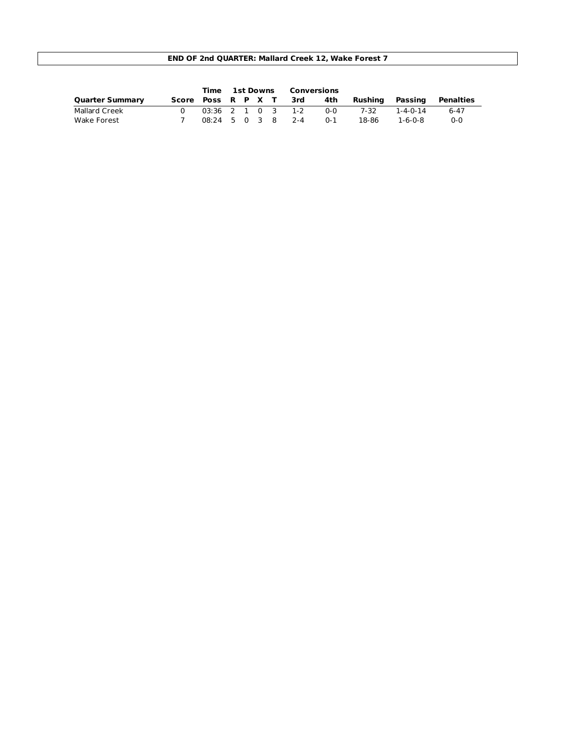**END OF 2nd QUARTER: Mallard Creek 12, Wake Forest 7**

| Quarter Summary | Score | Time Poss | 1st Downs R | P | X | T | Conversions 3rd | 4th | Rushing | Passing | Penalties |
|---|---|---|---|---|---|---|---|---|---|---|---|
| Mallard Creek | 0 | 03:36 | 2 | 1 | 0 | 3 | 1-2 | 0-0 | 7-32 | 1-4-0-14 | 6-47 |
| Wake Forest | 7 | 08:24 | 5 | 0 | 3 | 8 | 2-4 | 0-1 | 18-86 | 1-6-0-8 | 0-0 |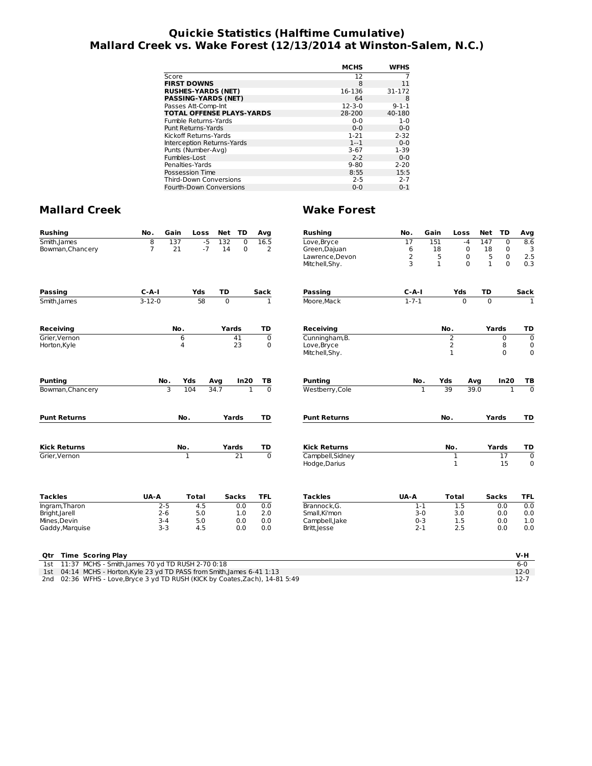# Quickie Statistics (Halftime Cumulative)
# Mallard Creek vs. Wake Forest (12/13/2014 at Winston-Salem, N.C.)

| | MCHS | WFHS |
|---|---|---|
| Score | 12 | 7 |
| **FIRST DOWNS** | 8 | 11 |
| **RUSHES-YARDS (NET)** | 16-136 | 31-172 |
| **PASSING-YARDS (NET)** | 64 | 8 |
| Passes Att-Comp-Int | 12-3-0 | 9-1-1 |
| **TOTAL OFFENSE PLAYS-YARDS** | 28-200 | 40-180 |
| Fumble Returns-Yards | 0-0 | 1-0 |
| Punt Returns-Yards | 0-0 | 0-0 |
| Kickoff Returns-Yards | 1-21 | 2-32 |
| Interception Returns-Yards | 1--1 | 0-0 |
| Punts (Number-Avg) | 3-67 | 1-39 |
| Fumbles-Lost | 2-2 | 0-0 |
| Penalties-Yards | 9-80 | 2-20 |
| Possession Time | 8:55 | 15:5 |
| Third-Down Conversions | 2-5 | 2-7 |
| Fourth-Down Conversions | 0-0 | 0-1 |

## Mallard Creek

| Rushing | No. | Gain | Loss | Net | TD | Avg |
|---|---|---|---|---|---|---|
| Smith,James | 8 | 137 | -5 | 132 | 0 | 16.5 |
| Bowman,Chancery | 7 | 21 | -7 | 14 | 0 | 2 |

| Passing | C-A-I | Yds | TD | Sack |
|---|---|---|---|---|
| Smith,James | 3-12-0 | 58 | 0 | 1 |

| Receiving | No. | Yards | TD |
|---|---|---|---|
| Grier,Vernon | 6 | 41 | 0 |
| Horton,Kyle | 4 | 23 | 0 |

| Punting | No. | Yds | Avg | In20 | TB |
|---|---|---|---|---|---|
| Bowman,Chancery | 3 | 104 | 34.7 | 1 | 0 |

| Punt Returns | No. | Yards | TD |
|---|---|---|---|

| Kick Returns | No. | Yards | TD |
|---|---|---|---|
| Grier,Vernon | 1 | 21 | 0 |

| Tackles | UA-A | Total | Sacks | TFL |
|---|---|---|---|---|
| Ingram,Tharon | 2-5 | 4.5 | 0.0 | 0.0 |
| Bright,Jarell | 2-6 | 5.0 | 1.0 | 2.0 |
| Mines,Devin | 3-4 | 5.0 | 0.0 | 0.0 |
| Gaddy,Marquise | 3-3 | 4.5 | 0.0 | 0.0 |

## Wake Forest

| Rushing | No. | Gain | Loss | Net | TD | Avg |
|---|---|---|---|---|---|---|
| Love,Bryce | 17 | 151 | -4 | 147 | 0 | 8.6 |
| Green,Dajuan | 6 | 18 | 0 | 18 | 0 | 3 |
| Lawrence,Devon | 2 | 5 | 0 | 5 | 0 | 2.5 |
| Mitchell,Shy. | 3 | 1 | 0 | 1 | 0 | 0.3 |

| Passing | C-A-I | Yds | TD | Sack |
|---|---|---|---|---|
| Moore,Mack | 1-7-1 | 0 | 0 | 1 |

| Receiving | No. | Yards | TD |
|---|---|---|---|
| Cunningham,B. | 2 | 0 | 0 |
| Love,Bryce | 2 | 8 | 0 |
| Mitchell,Shy. | 1 | 0 | 0 |

| Punting | No. | Yds | Avg | In20 | TB |
|---|---|---|---|---|---|
| Westberry,Cole | 1 | 39 | 39.0 | 1 | 0 |

| Punt Returns | No. | Yards | TD |
|---|---|---|---|

| Kick Returns | No. | Yards | TD |
|---|---|---|---|
| Campbell,Sidney | 1 | 17 | 0 |
| Hodge,Darius | 1 | 15 | 0 |

| Tackles | UA-A | Total | Sacks | TFL |
|---|---|---|---|---|
| Brannock,G. | 1-1 | 1.5 | 0.0 | 0.0 |
| Small,Ki'mon | 3-0 | 3.0 | 0.0 | 0.0 |
| Campbell,Jake | 0-3 | 1.5 | 0.0 | 1.0 |
| Britt,Jesse | 2-1 | 2.5 | 0.0 | 0.0 |

| Qtr | Time | Scoring Play | V-H |
|---|---|---|---|
| 1st | 11:37 | MCHS - Smith,James 70 yd TD RUSH 2-70 0:18 | 6-0 |
| 1st | 04:14 | MCHS - Horton,Kyle 23 yd TD PASS from Smith,James 6-41 1:13 | 12-0 |
| 2nd | 02:36 | WFHS - Love,Bryce 3 yd TD RUSH (KICK by Coates,Zach), 14-81 5:49 | 12-7 |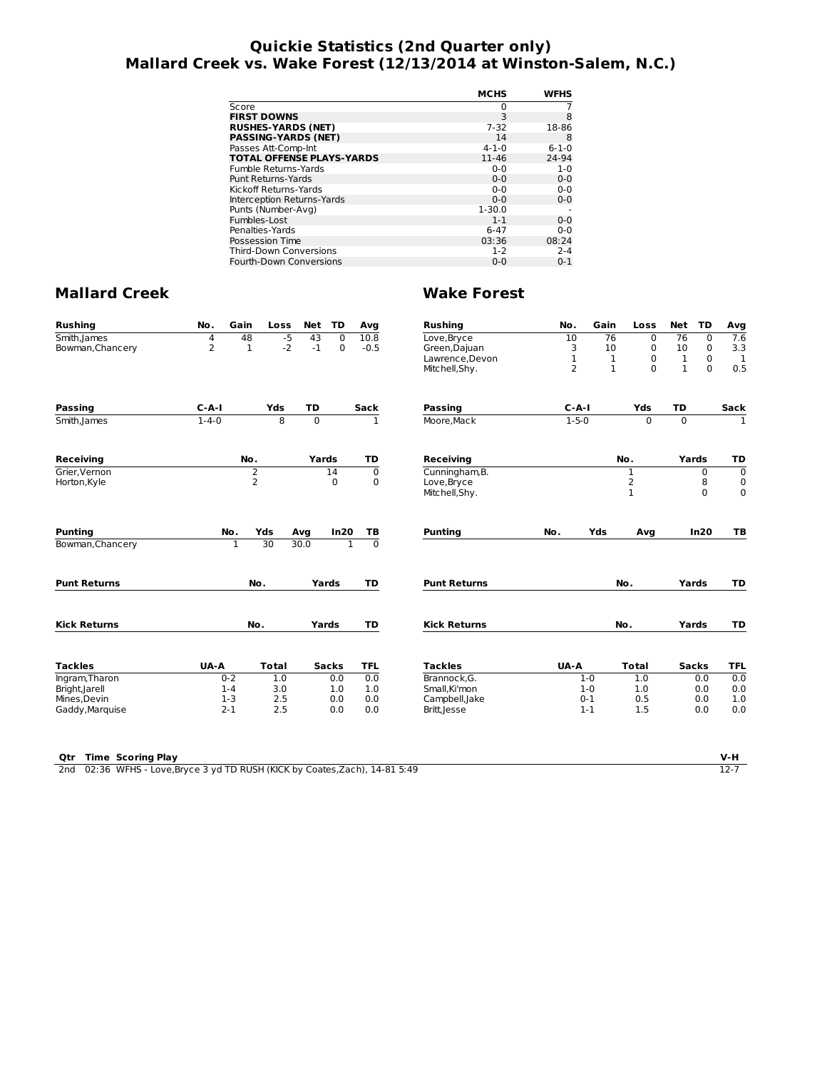# Quickie Statistics (2nd Quarter only)
## Mallard Creek vs. Wake Forest (12/13/2014 at Winston-Salem, N.C.)

| | MCHS | WFHS |
|---|---|---|
| Score | 0 | 7 |
| **FIRST DOWNS** | 3 | 8 |
| **RUSHES-YARDS (NET)** | 7-32 | 18-86 |
| **PASSING-YARDS (NET)** | 14 | 8 |
| Passes Att-Comp-Int | 4-1-0 | 6-1-0 |
| **TOTAL OFFENSE PLAYS-YARDS** | 11-46 | 24-94 |
| Fumble Returns-Yards | 0-0 | 1-0 |
| Punt Returns-Yards | 0-0 | 0-0 |
| Kickoff Returns-Yards | 0-0 | 0-0 |
| Interception Returns-Yards | 0-0 | 0-0 |
| Punts (Number-Avg) | 1-30.0 | - |
| Fumbles-Lost | 1-1 | 0-0 |
| Penalties-Yards | 6-47 | 0-0 |
| Possession Time | 03:36 | 08:24 |
| Third-Down Conversions | 1-2 | 2-4 |
| Fourth-Down Conversions | 0-0 | 0-1 |

## Mallard Creek

| Rushing | No. | Gain | Loss | Net | TD | Avg |
|---|---|---|---|---|---|---|
| Smith,James | 4 | 48 | -5 | 43 | 0 | 10.8 |
| Bowman,Chancery | 2 | 1 | -2 | -1 | 0 | -0.5 |

| Passing | C-A-I | Yds | TD | Sack |
|---|---|---|---|---|
| Smith,James | 1-4-0 | 8 | 0 | 1 |

| Receiving | No. | Yards | TD |
|---|---|---|---|
| Grier,Vernon | 2 | 14 | 0 |
| Horton,Kyle | 2 | 0 | 0 |

| Punting | No. | Yds | Avg | In20 | TB |
|---|---|---|---|---|---|
| Bowman,Chancery | 1 | 30 | 30.0 | 1 | 0 |

| Punt Returns | No. | Yards | TD |
|---|---|---|---|

| Kick Returns | No. | Yards | TD |
|---|---|---|---|

| Tackles | UA-A | Total | Sacks | TFL |
|---|---|---|---|---|
| Ingram,Tharon | 0-2 | 1.0 | 0.0 | 0.0 |
| Bright,Jarell | 1-4 | 3.0 | 1.0 | 1.0 |
| Mines,Devin | 1-3 | 2.5 | 0.0 | 0.0 |
| Gaddy,Marquise | 2-1 | 2.5 | 0.0 | 0.0 |

## Wake Forest

| Rushing | No. | Gain | Loss | Net | TD | Avg |
|---|---|---|---|---|---|---|
| Love,Bryce | 10 | 76 | 0 | 76 | 0 | 7.6 |
| Green,Dajuan | 3 | 10 | 0 | 10 | 0 | 3.3 |
| Lawrence,Devon | 1 | 1 | 0 | 1 | 0 | 1 |
| Mitchell,Shy. | 2 | 1 | 0 | 1 | 0 | 0.5 |

| Passing | C-A-I | Yds | TD | Sack |
|---|---|---|---|---|
| Moore,Mack | 1-5-0 | 0 | 0 | 1 |

| Receiving | No. | Yards | TD |
|---|---|---|---|
| Cunningham,B. | 1 | 0 | 0 |
| Love,Bryce | 2 | 8 | 0 |
| Mitchell,Shy. | 1 | 0 | 0 |

| Punting | No. | Yds | Avg | In20 | TB |
|---|---|---|---|---|---|

| Punt Returns | No. | Yards | TD |
|---|---|---|---|

| Kick Returns | No. | Yards | TD |
|---|---|---|---|

| Tackles | UA-A | Total | Sacks | TFL |
|---|---|---|---|---|
| Brannock,G. | 1-0 | 1.0 | 0.0 | 0.0 |
| Small,Ki'mon | 1-0 | 1.0 | 0.0 | 0.0 |
| Campbell,Jake | 0-1 | 0.5 | 0.0 | 1.0 |
| Britt,Jesse | 1-1 | 1.5 | 0.0 | 0.0 |

| Qtr | Time | Scoring Play | V-H |
|---|---|---|---|
| 2nd | 02:36 | WFHS - Love,Bryce 3 yd TD RUSH (KICK by Coates,Zach), 14-81 5:49 | 12-7 |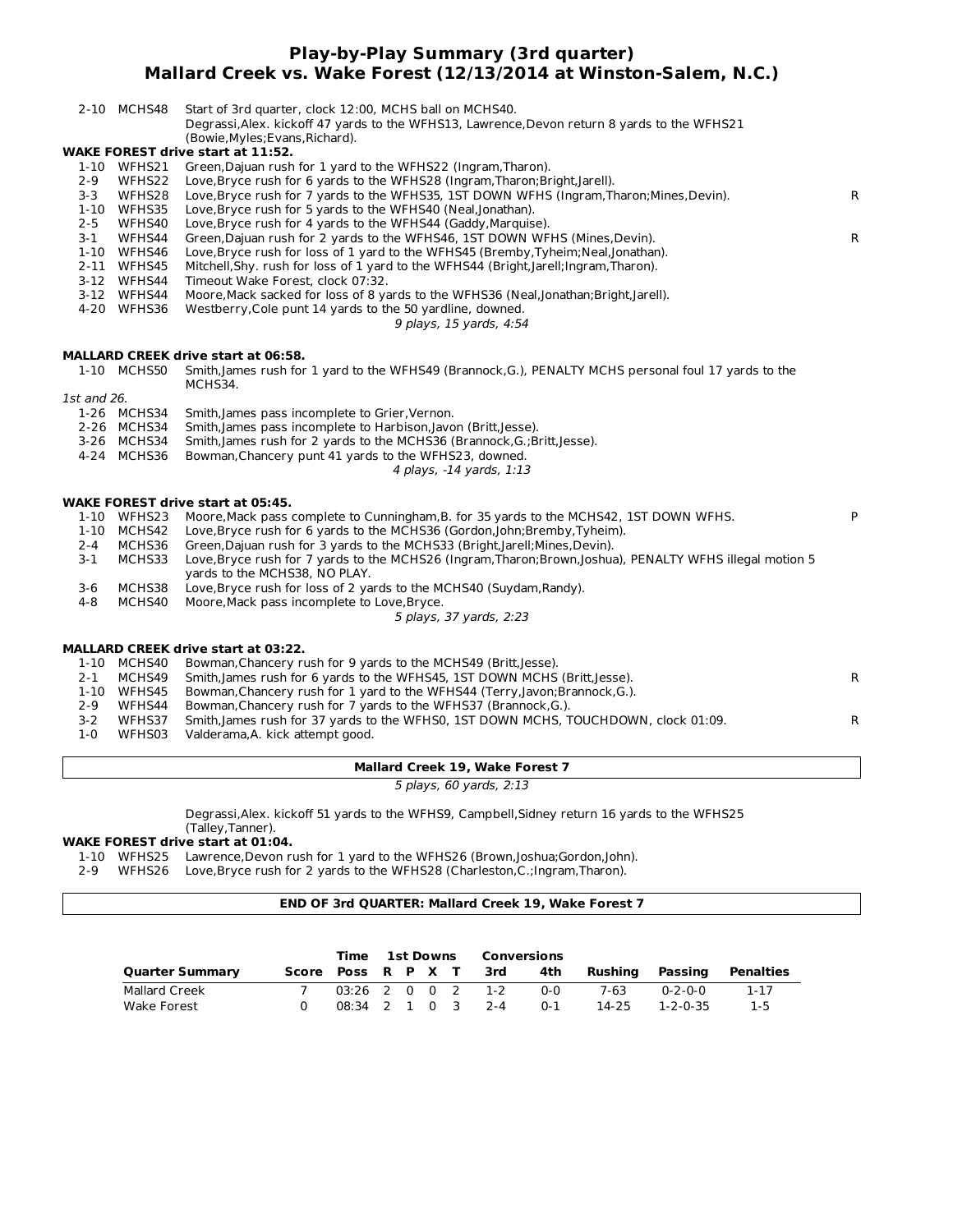# Play-by-Play Summary (3rd quarter)
## Mallard Creek vs. Wake Forest (12/13/2014 at Winston-Salem, N.C.)

2-10 MCHS48 Start of 3rd quarter, clock 12:00, MCHS ball on MCHS40.
Degrassi,Alex. kickoff 47 yards to the WFHS13, Lawrence,Devon return 8 yards to the WFHS21 (Bowie,Myles;Evans,Richard).

**WAKE FOREST drive start at 11:52.**

| | | | |
|---|---|---|---|
| 1-10 | WFHS21 | Green,Dajuan rush for 1 yard to the WFHS22 (Ingram,Tharon). | |
| 2-9 | WFHS22 | Love,Bryce rush for 6 yards to the WFHS28 (Ingram,Tharon;Bright,Jarell). | |
| 3-3 | WFHS28 | Love,Bryce rush for 7 yards to the WFHS35, 1ST DOWN WFHS (Ingram,Tharon;Mines,Devin). | R |
| 1-10 | WFHS35 | Love,Bryce rush for 5 yards to the WFHS40 (Neal,Jonathan). | |
| 2-5 | WFHS40 | Love,Bryce rush for 4 yards to the WFHS44 (Gaddy,Marquise). | |
| 3-1 | WFHS44 | Green,Dajuan rush for 2 yards to the WFHS46, 1ST DOWN WFHS (Mines,Devin). | R |
| 1-10 | WFHS46 | Love,Bryce rush for loss of 1 yard to the WFHS45 (Bremby,Tyheim;Neal,Jonathan). | |
| 2-11 | WFHS45 | Mitchell,Shy. rush for loss of 1 yard to the WFHS44 (Bright,Jarell;Ingram,Tharon). | |
| 3-12 | WFHS44 | Timeout Wake Forest, clock 07:32. | |
| 3-12 | WFHS44 | Moore,Mack sacked for loss of 8 yards to the WFHS36 (Neal,Jonathan;Bright,Jarell). | |
| 4-20 | WFHS36 | Westberry,Cole punt 14 yards to the 50 yardline, downed. | |

*9 plays, 15 yards, 4:54*

**MALLARD CREEK drive start at 06:58.**

| | | | |
|---|---|---|---|
| 1-10 | MCHS50 | Smith,James rush for 1 yard to the WFHS49 (Brannock,G.), PENALTY MCHS personal foul 17 yards to the MCHS34. | |
| *1st and 26.* | | | |
| 1-26 | MCHS34 | Smith,James pass incomplete to Grier,Vernon. | |
| 2-26 | MCHS34 | Smith,James pass incomplete to Harbison,Javon (Britt,Jesse). | |
| 3-26 | MCHS34 | Smith,James rush for 2 yards to the MCHS36 (Brannock,G.;Britt,Jesse). | |
| 4-24 | MCHS36 | Bowman,Chancery punt 41 yards to the WFHS23, downed. | |

*4 plays, -14 yards, 1:13*

**WAKE FOREST drive start at 05:45.**

| | | | |
|---|---|---|---|
| 1-10 | WFHS23 | Moore,Mack pass complete to Cunningham,B. for 35 yards to the MCHS42, 1ST DOWN WFHS. | P |
| 1-10 | MCHS42 | Love,Bryce rush for 6 yards to the MCHS36 (Gordon,John;Bremby,Tyheim). | |
| 2-4 | MCHS36 | Green,Dajuan rush for 3 yards to the MCHS33 (Bright,Jarell;Mines,Devin). | |
| 3-1 | MCHS33 | Love,Bryce rush for 7 yards to the MCHS26 (Ingram,Tharon;Brown,Joshua), PENALTY WFHS illegal motion 5 yards to the MCHS38, NO PLAY. | |
| 3-6 | MCHS38 | Love,Bryce rush for loss of 2 yards to the MCHS40 (Suydam,Randy). | |
| 4-8 | MCHS40 | Moore,Mack pass incomplete to Love,Bryce. | |

*5 plays, 37 yards, 2:23*

**MALLARD CREEK drive start at 03:22.**

| | | | |
|---|---|---|---|
| 1-10 | MCHS40 | Bowman,Chancery rush for 9 yards to the MCHS49 (Britt,Jesse). | |
| 2-1 | MCHS49 | Smith,James rush for 6 yards to the WFHS45, 1ST DOWN MCHS (Britt,Jesse). | R |
| 1-10 | WFHS45 | Bowman,Chancery rush for 1 yard to the WFHS44 (Terry,Javon;Brannock,G.). | |
| 2-9 | WFHS44 | Bowman,Chancery rush for 7 yards to the WFHS37 (Brannock,G.). | |
| 3-2 | WFHS37 | Smith,James rush for 37 yards to the WFHS0, 1ST DOWN MCHS, TOUCHDOWN, clock 01:09. | R |
| 1-0 | WFHS03 | Valderama,A. kick attempt good. | |

**Mallard Creek 19, Wake Forest 7**

*5 plays, 60 yards, 2:13*

Degrassi,Alex. kickoff 51 yards to the WFHS9, Campbell,Sidney return 16 yards to the WFHS25 (Talley,Tanner).

**WAKE FOREST drive start at 01:04.**

| | | |
|---|---|---|
| 1-10 | WFHS25 | Lawrence,Devon rush for 1 yard to the WFHS26 (Brown,Joshua;Gordon,John). |
| 2-9 | WFHS26 | Love,Bryce rush for 2 yards to the WFHS28 (Charleston,C.;Ingram,Tharon). |

**END OF 3rd QUARTER: Mallard Creek 19, Wake Forest 7**

| | | Time | 1st Downs | | | | Conversions | | | | |
|---|---|---|---|---|---|---|---|---|---|---|---|
| **Quarter Summary** | **Score** | **Poss** | **R** | **P** | **X** | **T** | **3rd** | **4th** | **Rushing** | **Passing** | **Penalties** |
| Mallard Creek | 7 | 03:26 | 2 | 0 | 0 | 2 | 1-2 | 0-0 | 7-63 | 0-2-0-0 | 1-17 |
| Wake Forest | 0 | 08:34 | 2 | 1 | 0 | 3 | 2-4 | 0-1 | 14-25 | 1-2-0-35 | 1-5 |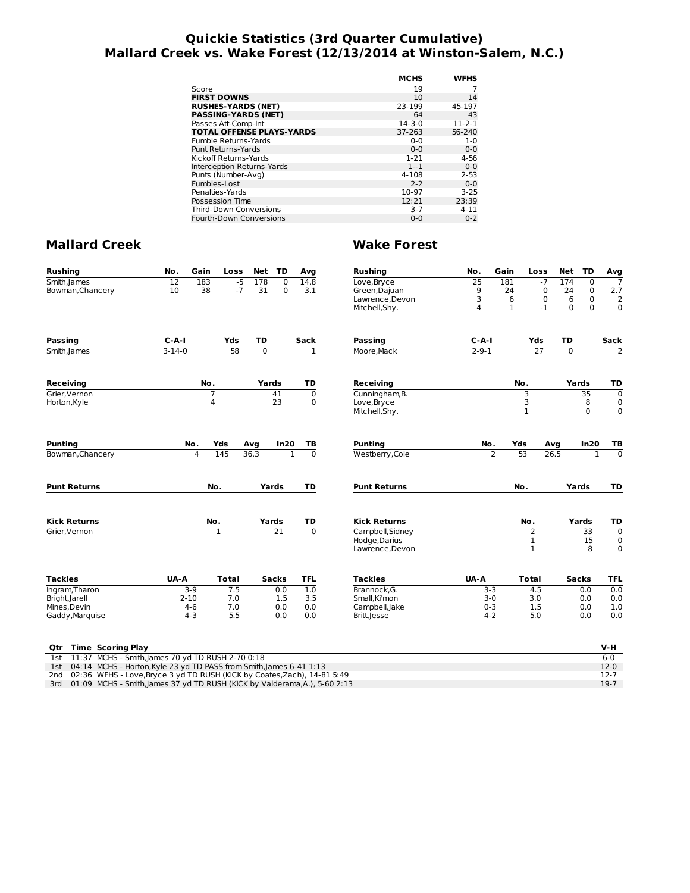# Quickie Statistics (3rd Quarter Cumulative)
# Mallard Creek vs. Wake Forest (12/13/2014 at Winston-Salem, N.C.)

| | MCHS | WFHS |
|---|---|---|
| Score | 19 | 7 |
| **FIRST DOWNS** | 10 | 14 |
| **RUSHES-YARDS (NET)** | 23-199 | 45-197 |
| **PASSING-YARDS (NET)** | 64 | 43 |
| Passes Att-Comp-Int | 14-3-0 | 11-2-1 |
| **TOTAL OFFENSE PLAYS-YARDS** | 37-263 | 56-240 |
| Fumble Returns-Yards | 0-0 | 1-0 |
| Punt Returns-Yards | 0-0 | 0-0 |
| Kickoff Returns-Yards | 1-21 | 4-56 |
| Interception Returns-Yards | 1--1 | 0-0 |
| Punts (Number-Avg) | 4-108 | 2-53 |
| Fumbles-Lost | 2-2 | 0-0 |
| Penalties-Yards | 10-97 | 3-25 |
| Possession Time | 12:21 | 23:39 |
| Third-Down Conversions | 3-7 | 4-11 |
| Fourth-Down Conversions | 0-0 | 0-2 |

## Mallard Creek

| Rushing | No. | Gain | Loss | Net | TD | Avg |
|---|---|---|---|---|---|---|
| Smith,James | 12 | 183 | -5 | 178 | 0 | 14.8 |
| Bowman,Chancery | 10 | 38 | -7 | 31 | 0 | 3.1 |

| Passing | C-A-I | Yds | TD | Sack |
|---|---|---|---|---|
| Smith,James | 3-14-0 | 58 | 0 | 1 |

| Receiving | No. | Yards | TD |
|---|---|---|---|
| Grier,Vernon | 7 | 41 | 0 |
| Horton,Kyle | 4 | 23 | 0 |

| Punting | No. | Yds | Avg | In20 | TB |
|---|---|---|---|---|---|
| Bowman,Chancery | 4 | 145 | 36.3 | 1 | 0 |

| Punt Returns | No. | Yards | TD |
|---|---|---|---|

| Kick Returns | No. | Yards | TD |
|---|---|---|---|
| Grier,Vernon | 1 | 21 | 0 |

| Tackles | UA-A | Total | Sacks | TFL |
|---|---|---|---|---|
| Ingram,Tharon | 3-9 | 7.5 | 0.0 | 1.0 |
| Bright,Jarell | 2-10 | 7.0 | 1.5 | 3.5 |
| Mines,Devin | 4-6 | 7.0 | 0.0 | 0.0 |
| Gaddy,Marquise | 4-3 | 5.5 | 0.0 | 0.0 |

## Wake Forest

| Rushing | No. | Gain | Loss | Net | TD | Avg |
|---|---|---|---|---|---|---|
| Love,Bryce | 25 | 181 | -7 | 174 | 0 | 7 |
| Green,Dajuan | 9 | 24 | 0 | 24 | 0 | 2.7 |
| Lawrence,Devon | 3 | 6 | 0 | 6 | 0 | 2 |
| Mitchell,Shy. | 4 | 1 | -1 | 0 | 0 | 0 |

| Passing | C-A-I | Yds | TD | Sack |
|---|---|---|---|---|
| Moore,Mack | 2-9-1 | 27 | 0 | 2 |

| Receiving | No. | Yards | TD |
|---|---|---|---|
| Cunningham,B. | 3 | 35 | 0 |
| Love,Bryce | 3 | 8 | 0 |
| Mitchell,Shy. | 1 | 0 | 0 |

| Punting | No. | Yds | Avg | In20 | TB |
|---|---|---|---|---|---|
| Westberry,Cole | 2 | 53 | 26.5 | 1 | 0 |

| Punt Returns | No. | Yards | TD |
|---|---|---|---|

| Kick Returns | No. | Yards | TD |
|---|---|---|---|
| Campbell,Sidney | 2 | 33 | 0 |
| Hodge,Darius | 1 | 15 | 0 |
| Lawrence,Devon | 1 | 8 | 0 |

| Tackles | UA-A | Total | Sacks | TFL |
|---|---|---|---|---|
| Brannock,G. | 3-3 | 4.5 | 0.0 | 0.0 |
| Small,Ki'mon | 3-0 | 3.0 | 0.0 | 0.0 |
| Campbell,Jake | 0-3 | 1.5 | 0.0 | 1.0 |
| Britt,Jesse | 4-2 | 5.0 | 0.0 | 0.0 |

| Qtr | Time | Scoring Play | V-H |
|---|---|---|---|
| 1st | 11:37 | MCHS - Smith,James 70 yd TD RUSH 2-70 0:18 | 6-0 |
| 1st | 04:14 | MCHS - Horton,Kyle 23 yd TD PASS from Smith,James 6-41 1:13 | 12-0 |
| 2nd | 02:36 | WFHS - Love,Bryce 3 yd TD RUSH (KICK by Coates,Zach), 14-81 5:49 | 12-7 |
| 3rd | 01:09 | MCHS - Smith,James 37 yd TD RUSH (KICK by Valderama,A.), 5-60 2:13 | 19-7 |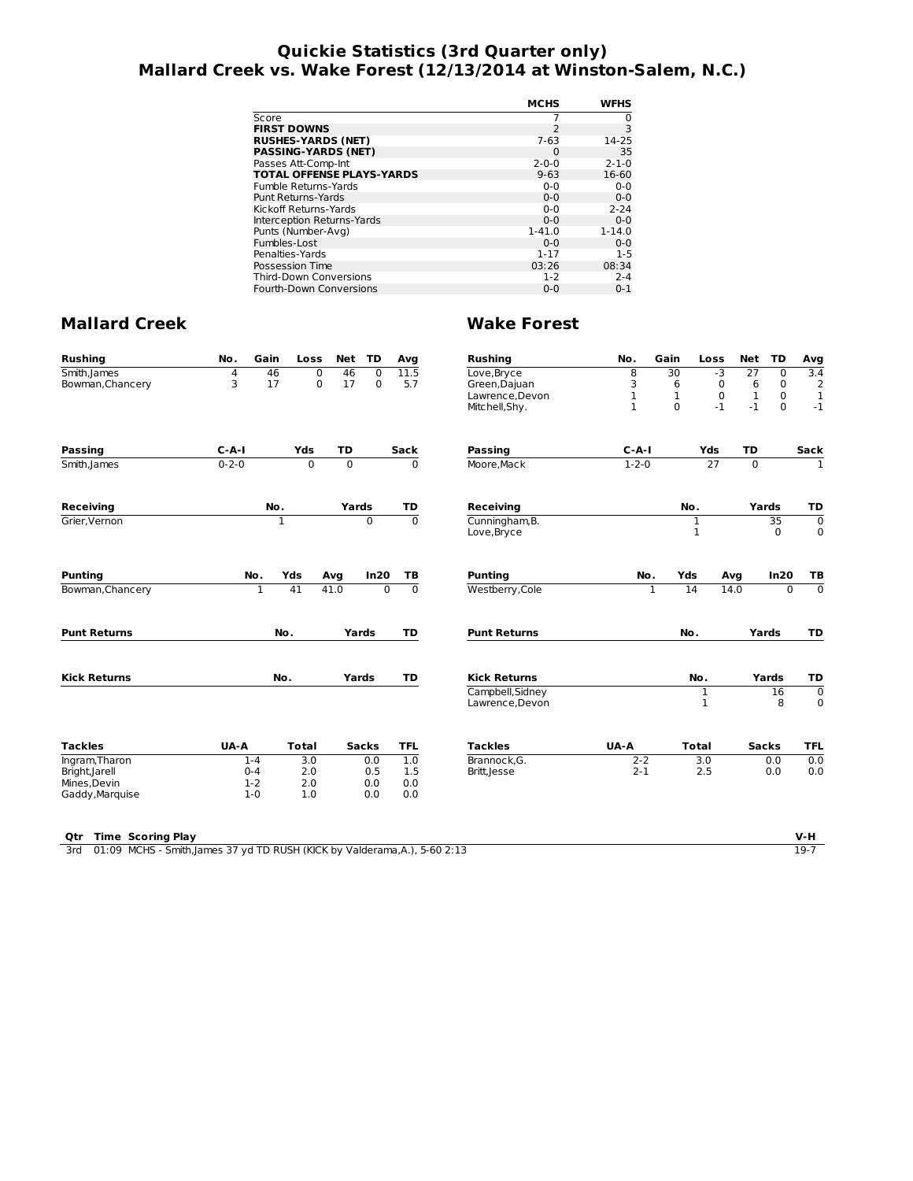# Quickie Statistics (3rd Quarter only)
## Mallard Creek vs. Wake Forest (12/13/2014 at Winston-Salem, N.C.)

| | MCHS | WFHS |
|---|---|---|
| Score | 7 | 0 |
| **FIRST DOWNS** | 2 | 3 |
| **RUSHES-YARDS (NET)** | 7-63 | 14-25 |
| **PASSING-YARDS (NET)** | 0 | 35 |
| Passes Att-Comp-Int | 2-0-0 | 2-1-0 |
| **TOTAL OFFENSE PLAYS-YARDS** | 9-63 | 16-60 |
| Fumble Returns-Yards | 0-0 | 0-0 |
| Punt Returns-Yards | 0-0 | 0-0 |
| Kickoff Returns-Yards | 0-0 | 2-24 |
| Interception Returns-Yards | 0-0 | 0-0 |
| Punts (Number-Avg) | 1-41.0 | 1-14.0 |
| Fumbles-Lost | 0-0 | 0-0 |
| Penalties-Yards | 1-17 | 1-5 |
| Possession Time | 03:26 | 08:34 |
| Third-Down Conversions | 1-2 | 2-4 |
| Fourth-Down Conversions | 0-0 | 0-1 |

## Mallard Creek

| Rushing | No. | Gain | Loss | Net | TD | Avg |
|---|---|---|---|---|---|---|
| Smith,James | 4 | 46 | 0 | 46 | 0 | 11.5 |
| Bowman,Chancery | 3 | 17 | 0 | 17 | 0 | 5.7 |

| Passing | C-A-I | Yds | TD | Sack |
|---|---|---|---|---|
| Smith,James | 0-2-0 | 0 | 0 | 0 |

| Receiving | No. | Yards | TD |
|---|---|---|---|
| Grier,Vernon | 1 | 0 | 0 |

| Punting | No. | Yds | Avg | In20 | TB |
|---|---|---|---|---|---|
| Bowman,Chancery | 1 | 41 | 41.0 | 0 | 0 |

| Punt Returns | No. | Yards | TD |
|---|---|---|---|

| Kick Returns | No. | Yards | TD |
|---|---|---|---|

| Tackles | UA-A | Total | Sacks | TFL |
|---|---|---|---|---|
| Ingram,Tharon | 1-4 | 3.0 | 0.0 | 1.0 |
| Bright,Jarell | 0-4 | 2.0 | 0.5 | 1.5 |
| Mines,Devin | 1-2 | 2.0 | 0.0 | 0.0 |
| Gaddy,Marquise | 1-0 | 1.0 | 0.0 | 0.0 |

## Wake Forest

| Rushing | No. | Gain | Loss | Net | TD | Avg |
|---|---|---|---|---|---|---|
| Love,Bryce | 8 | 30 | -3 | 27 | 0 | 3.4 |
| Green,Dajuan | 3 | 6 | 0 | 6 | 0 | 2 |
| Lawrence,Devon | 1 | 1 | 0 | 1 | 0 | 1 |
| Mitchell,Shy. | 1 | 0 | -1 | -1 | 0 | -1 |

| Passing | C-A-I | Yds | TD | Sack |
|---|---|---|---|---|
| Moore,Mack | 1-2-0 | 27 | 0 | 1 |

| Receiving | No. | Yards | TD |
|---|---|---|---|
| Cunningham,B. | 1 | 35 | 0 |
| Love,Bryce | 1 | 0 | 0 |

| Punting | No. | Yds | Avg | In20 | TB |
|---|---|---|---|---|---|
| Westberry,Cole | 1 | 14 | 14.0 | 0 | 0 |

| Punt Returns | No. | Yards | TD |
|---|---|---|---|

| Kick Returns | No. | Yards | TD |
|---|---|---|---|
| Campbell,Sidney | 1 | 16 | 0 |
| Lawrence,Devon | 1 | 8 | 0 |

| Tackles | UA-A | Total | Sacks | TFL |
|---|---|---|---|---|
| Brannock,G. | 2-2 | 3.0 | 0.0 | 0.0 |
| Britt,Jesse | 2-1 | 2.5 | 0.0 | 0.0 |

| Qtr | Time | Scoring Play | V-H |
|---|---|---|---|
| 3rd | 01:09 | MCHS - Smith,James 37 yd TD RUSH (KICK by Valderama,A.), 5-60 2:13 | 19-7 |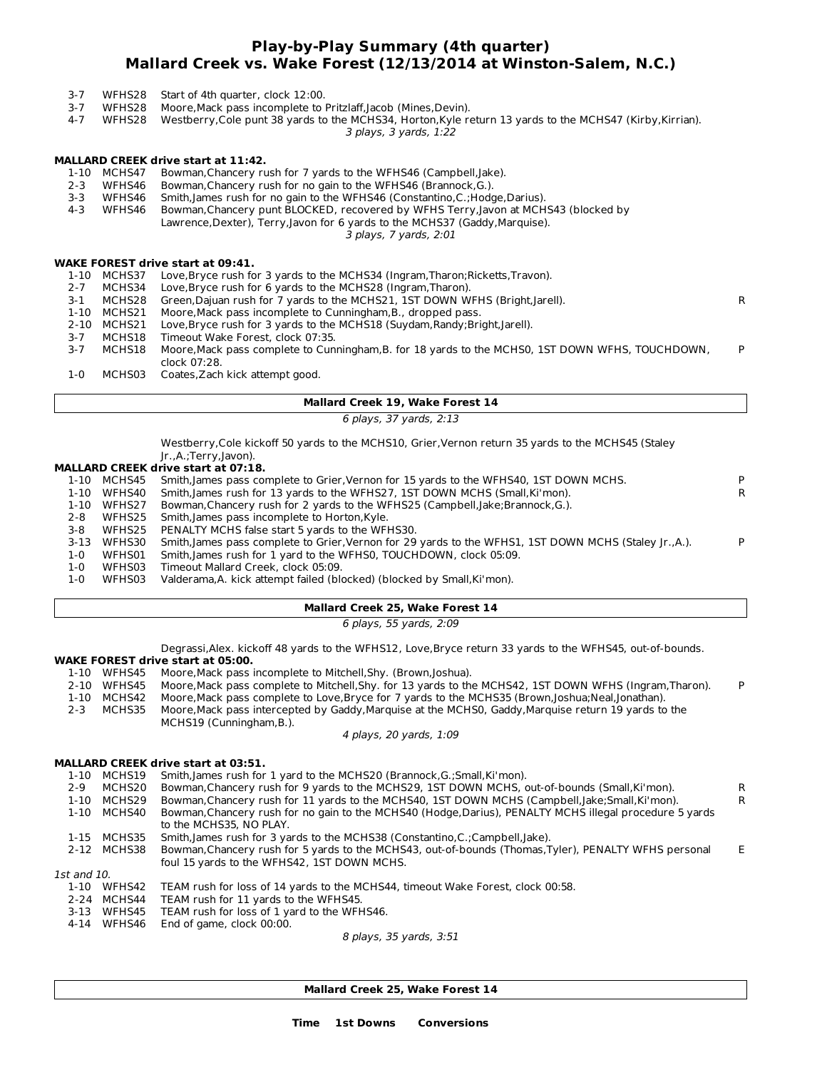# Play-by-Play Summary (4th quarter)
## Mallard Creek vs. Wake Forest (12/13/2014 at Winston-Salem, N.C.)

| | | | |
|---|---|---|---|
| 3-7 | WFHS28 | Start of 4th quarter, clock 12:00. | |
| 3-7 | WFHS28 | Moore,Mack pass incomplete to Pritzlaff,Jacob (Mines,Devin). | |
| 4-7 | WFHS28 | Westberry,Cole punt 38 yards to the MCHS34, Horton,Kyle return 13 yards to the MCHS47 (Kirby,Kirrian). | |

*3 plays, 3 yards, 1:22*

**MALLARD CREEK drive start at 11:42.**

| | | | |
|---|---|---|---|
| 1-10 | MCHS47 | Bowman,Chancery rush for 7 yards to the WFHS46 (Campbell,Jake). | |
| 2-3 | WFHS46 | Bowman,Chancery rush for no gain to the WFHS46 (Brannock,G.). | |
| 3-3 | WFHS46 | Smith,James rush for no gain to the WFHS46 (Constantino,C.;Hodge,Darius). | |
| 4-3 | WFHS46 | Bowman,Chancery punt BLOCKED, recovered by WFHS Terry,Javon at MCHS43 (blocked by Lawrence,Dexter), Terry,Javon for 6 yards to the MCHS37 (Gaddy,Marquise). | |

*3 plays, 7 yards, 2:01*

**WAKE FOREST drive start at 09:41.**

| | | | |
|---|---|---|---|
| 1-10 | MCHS37 | Love,Bryce rush for 3 yards to the MCHS34 (Ingram,Tharon;Ricketts,Travon). | |
| 2-7 | MCHS34 | Love,Bryce rush for 6 yards to the MCHS28 (Ingram,Tharon). | |
| 3-1 | MCHS28 | Green,Dajuan rush for 7 yards to the MCHS21, 1ST DOWN WFHS (Bright,Jarell). | R |
| 1-10 | MCHS21 | Moore,Mack pass incomplete to Cunningham,B., dropped pass. | |
| 2-10 | MCHS21 | Love,Bryce rush for 3 yards to the MCHS18 (Suydam,Randy;Bright,Jarell). | |
| 3-7 | MCHS18 | Timeout Wake Forest, clock 07:35. | |
| 3-7 | MCHS18 | Moore,Mack pass complete to Cunningham,B. for 18 yards to the MCHS0, 1ST DOWN WFHS, TOUCHDOWN, clock 07:28. | P |
| 1-0 | MCHS03 | Coates,Zach kick attempt good. | |

**Mallard Creek 19, Wake Forest 14**

*6 plays, 37 yards, 2:13*

Westberry,Cole kickoff 50 yards to the MCHS10, Grier,Vernon return 35 yards to the MCHS45 (Staley Jr.,A.;Terry,Javon).

**MALLARD CREEK drive start at 07:18.**

| | | | |
|---|---|---|---|
| 1-10 | MCHS45 | Smith,James pass complete to Grier,Vernon for 15 yards to the WFHS40, 1ST DOWN MCHS. | P |
| 1-10 | WFHS40 | Smith,James rush for 13 yards to the WFHS27, 1ST DOWN MCHS (Small,Ki'mon). | R |
| 1-10 | WFHS27 | Bowman,Chancery rush for 2 yards to the WFHS25 (Campbell,Jake;Brannock,G.). | |
| 2-8 | WFHS25 | Smith,James pass incomplete to Horton,Kyle. | |
| 3-8 | WFHS25 | PENALTY MCHS false start 5 yards to the WFHS30. | |
| 3-13 | WFHS30 | Smith,James pass complete to Grier,Vernon for 29 yards to the WFHS1, 1ST DOWN MCHS (Staley Jr.,A.). | P |
| 1-0 | WFHS01 | Smith,James rush for 1 yard to the WFHS0, TOUCHDOWN, clock 05:09. | |
| 1-0 | WFHS03 | Timeout Mallard Creek, clock 05:09. | |
| 1-0 | WFHS03 | Valderama,A. kick attempt failed (blocked) (blocked by Small,Ki'mon). | |

**Mallard Creek 25, Wake Forest 14**

*6 plays, 55 yards, 2:09*

Degrassi,Alex. kickoff 48 yards to the WFHS12, Love,Bryce return 33 yards to the WFHS45, out-of-bounds.

**WAKE FOREST drive start at 05:00.**

| | | | |
|---|---|---|---|
| 1-10 | WFHS45 | Moore,Mack pass incomplete to Mitchell,Shy. (Brown,Joshua). | |
| 2-10 | WFHS45 | Moore,Mack pass complete to Mitchell,Shy. for 13 yards to the MCHS42, 1ST DOWN WFHS (Ingram,Tharon). | P |
| 1-10 | MCHS42 | Moore,Mack pass complete to Love,Bryce for 7 yards to the MCHS35 (Brown,Joshua;Neal,Jonathan). | |
| 2-3 | MCHS35 | Moore,Mack pass intercepted by Gaddy,Marquise at the MCHS0, Gaddy,Marquise return 19 yards to the MCHS19 (Cunningham,B.). | |

*4 plays, 20 yards, 1:09*

**MALLARD CREEK drive start at 03:51.**

| | | | |
|---|---|---|---|
| 1-10 | MCHS19 | Smith,James rush for 1 yard to the MCHS20 (Brannock,G.;Small,Ki'mon). | |
| 2-9 | MCHS20 | Bowman,Chancery rush for 9 yards to the MCHS29, 1ST DOWN MCHS, out-of-bounds (Small,Ki'mon). | R |
| 1-10 | MCHS29 | Bowman,Chancery rush for 11 yards to the MCHS40, 1ST DOWN MCHS (Campbell,Jake;Small,Ki'mon). | R |
| 1-10 | MCHS40 | Bowman,Chancery rush for no gain to the MCHS40 (Hodge,Darius), PENALTY MCHS illegal procedure 5 yards to the MCHS35, NO PLAY. | |
| 1-15 | MCHS35 | Smith,James rush for 3 yards to the MCHS38 (Constantino,C.;Campbell,Jake). | |
| 2-12 | MCHS38 | Bowman,Chancery rush for 5 yards to the MCHS43, out-of-bounds (Thomas,Tyler), PENALTY WFHS personal foul 15 yards to the WFHS42, 1ST DOWN MCHS. | E |
| *1st and 10.* | | | |
| 1-10 | WFHS42 | TEAM rush for loss of 14 yards to the MCHS44, timeout Wake Forest, clock 00:58. | |
| 2-24 | MCHS44 | TEAM rush for 11 yards to the WFHS45. | |
| 3-13 | WFHS45 | TEAM rush for loss of 1 yard to the WFHS46. | |
| 4-14 | WFHS46 | End of game, clock 00:00. | |

*8 plays, 35 yards, 3:51*

**Mallard Creek 25, Wake Forest 14**

**Time 1st Downs Conversions**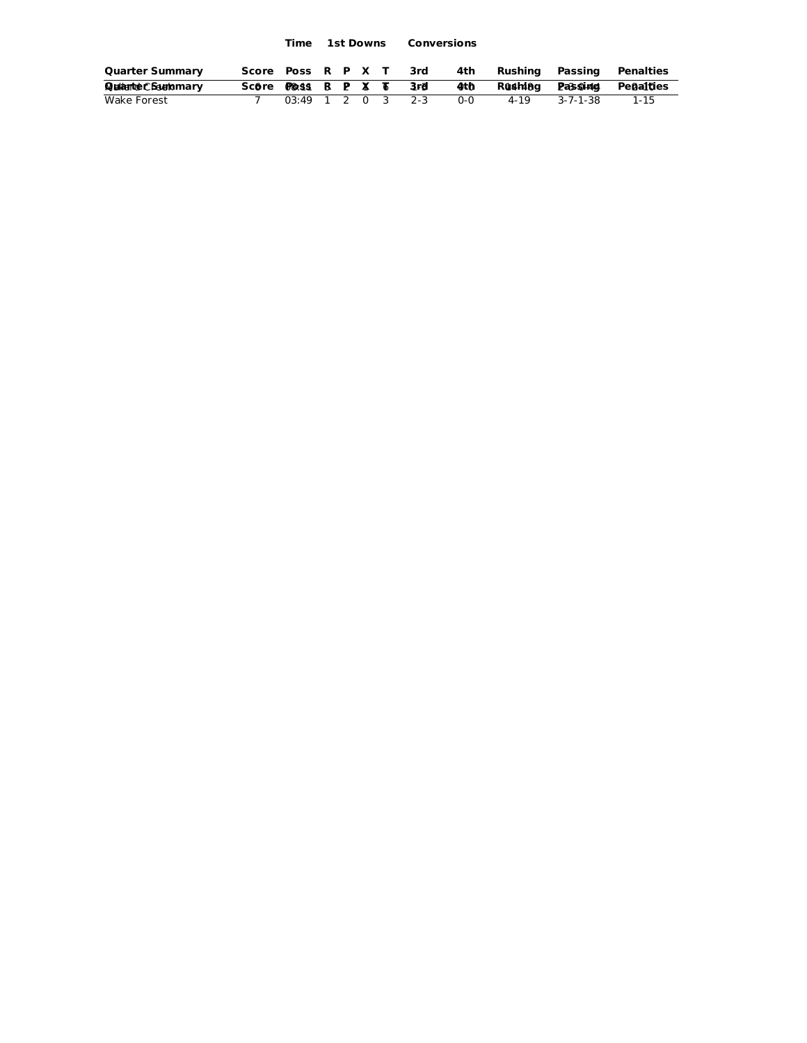| Quarter Summary | Score | Time | 1st Downs | | | | Conversions | | Rushing | Passing | Penalties |
|---|---|---|---|---|---|---|---|---|---|---|---|
| | | Poss | R | P | X | T | 3rd | 4th | | | |
| Wake Forest | 7 | 03:49 | 1 | 2 | 0 | 3 | 2-3 | 0-0 | 4-19 | 3-7-1-38 | 1-15 |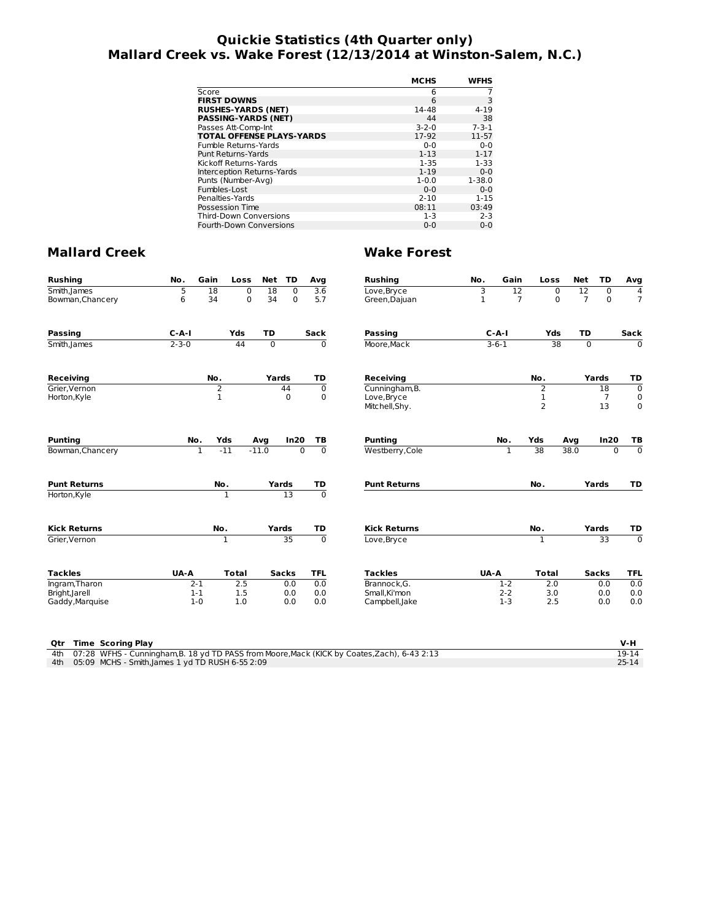# Quickie Statistics (4th Quarter only)
## Mallard Creek vs. Wake Forest (12/13/2014 at Winston-Salem, N.C.)

| | MCHS | WFHS |
|---|---|---|
| Score | 6 | 7 |
| **FIRST DOWNS** | 6 | 3 |
| **RUSHES-YARDS (NET)** | 14-48 | 4-19 |
| **PASSING-YARDS (NET)** | 44 | 38 |
| Passes Att-Comp-Int | 3-2-0 | 7-3-1 |
| **TOTAL OFFENSE PLAYS-YARDS** | 17-92 | 11-57 |
| Fumble Returns-Yards | 0-0 | 0-0 |
| Punt Returns-Yards | 1-13 | 1-17 |
| Kickoff Returns-Yards | 1-35 | 1-33 |
| Interception Returns-Yards | 1-19 | 0-0 |
| Punts (Number-Avg) | 1-0.0 | 1-38.0 |
| Fumbles-Lost | 0-0 | 0-0 |
| Penalties-Yards | 2-10 | 1-15 |
| Possession Time | 08:11 | 03:49 |
| Third-Down Conversions | 1-3 | 2-3 |
| Fourth-Down Conversions | 0-0 | 0-0 |

## Mallard Creek

| Rushing | No. | Gain | Loss | Net | TD | Avg |
|---|---|---|---|---|---|---|
| Smith,James | 5 | 18 | 0 | 18 | 0 | 3.6 |
| Bowman,Chancery | 6 | 34 | 0 | 34 | 0 | 5.7 |

| Passing | C-A-I | Yds | TD | Sack |
|---|---|---|---|---|
| Smith,James | 2-3-0 | 44 | 0 | 0 |

| Receiving | No. | Yards | TD |
|---|---|---|---|
| Grier,Vernon | 2 | 44 | 0 |
| Horton,Kyle | 1 | 0 | 0 |

| Punting | No. | Yds | Avg | In20 | TB |
|---|---|---|---|---|---|
| Bowman,Chancery | 1 | -11 | -11.0 | 0 | 0 |

| Punt Returns | No. | Yards | TD |
|---|---|---|---|
| Horton,Kyle | 1 | 13 | 0 |

| Kick Returns | No. | Yards | TD |
|---|---|---|---|
| Grier,Vernon | 1 | 35 | 0 |

| Tackles | UA-A | Total | Sacks | TFL |
|---|---|---|---|---|
| Ingram,Tharon | 2-1 | 2.5 | 0.0 | 0.0 |
| Bright,Jarell | 1-1 | 1.5 | 0.0 | 0.0 |
| Gaddy,Marquise | 1-0 | 1.0 | 0.0 | 0.0 |

## Wake Forest

| Rushing | No. | Gain | Loss | Net | TD | Avg |
|---|---|---|---|---|---|---|
| Love,Bryce | 3 | 12 | 0 | 12 | 0 | 4 |
| Green,Dajuan | 1 | 7 | 0 | 7 | 0 | 7 |

| Passing | C-A-I | Yds | TD | Sack |
|---|---|---|---|---|
| Moore,Mack | 3-6-1 | 38 | 0 | 0 |

| Receiving | No. | Yards | TD |
|---|---|---|---|
| Cunningham,B. | 2 | 18 | 0 |
| Love,Bryce | 1 | 7 | 0 |
| Mitchell,Shy. | 2 | 13 | 0 |

| Punting | No. | Yds | Avg | In20 | TB |
|---|---|---|---|---|---|
| Westberry,Cole | 1 | 38 | 38.0 | 0 | 0 |

| Punt Returns | No. | Yards | TD |
|---|---|---|---|

| Kick Returns | No. | Yards | TD |
|---|---|---|---|
| Love,Bryce | 1 | 33 | 0 |

| Tackles | UA-A | Total | Sacks | TFL |
|---|---|---|---|---|
| Brannock,G. | 1-2 | 2.0 | 0.0 | 0.0 |
| Small,Ki'mon | 2-2 | 3.0 | 0.0 | 0.0 |
| Campbell,Jake | 1-3 | 2.5 | 0.0 | 0.0 |

| Qtr | Time | Scoring Play | V-H |
|---|---|---|---|
| 4th | 07:28 | WFHS - Cunningham,B. 18 yd TD PASS from Moore,Mack (KICK by Coates,Zach), 6-43 2:13 | 19-14 |
| 4th | 05:09 | MCHS - Smith,James 1 yd TD RUSH 6-55 2:09 | 25-14 |